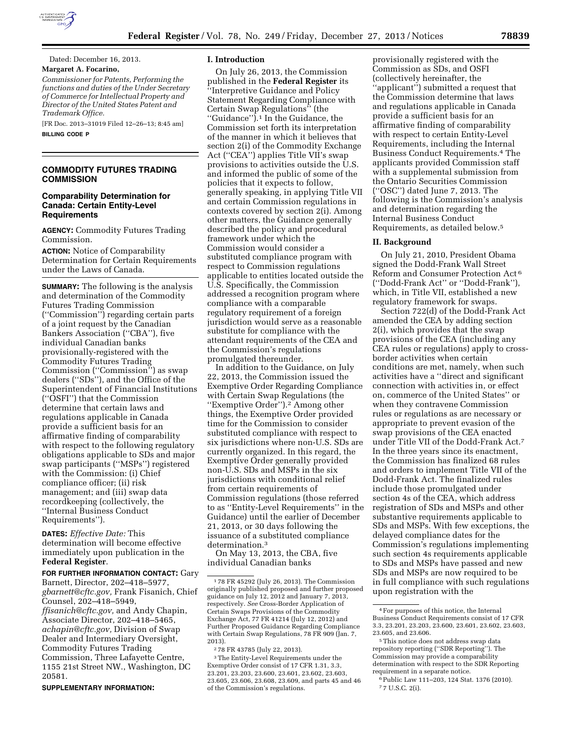Dated: December 16, 2013.

**Margaret A. Focarino,**

*Commissioner for Patents, Performing the functions and duties of the Under Secretary of Commerce for Intellectual Property and Director of the United States Patent and Trademark Office.*

[FR Doc. 2013–31019 Filed 12–26–13; 8:45 am]

**BILLING CODE P**

## COMMODITY FUTURES TRADING COMMISSION

### Comparability Determination for Canada: Certain Entity-Level Requirements

**AGENCY:** Commodity Futures Trading Commission.

**ACTION:** Notice of Comparability Determination for Certain Requirements under the Laws of Canada.

**SUMMARY:** The following is the analysis and determination of the Commodity Futures Trading Commission (''Commission'') regarding certain parts of a joint request by the Canadian Bankers Association (''CBA''), five individual Canadian banks provisionally-registered with the Commodity Futures Trading Commission (''Commission'') as swap dealers (''SDs''), and the Office of the Superintendent of Financial Institutions (''OSFI'') that the Commission determine that certain laws and regulations applicable in Canada provide a sufficient basis for an affirmative finding of comparability with respect to the following regulatory obligations applicable to SDs and major swap participants (''MSPs'') registered with the Commission: (i) Chief compliance officer; (ii) risk management; and (iii) swap data recordkeeping (collectively, the ''Internal Business Conduct Requirements'').

**DATES:** *Effective Date:* This determination will become effective immediately upon publication in the **Federal Register**.

**FOR FURTHER INFORMATION CONTACT:** Gary Barnett, Director, 202–418–5977, *gbarnett@cftc.gov,* Frank Fisanich, Chief Counsel, 202–418–5949, *ffisanich@cftc.gov,* and Andy Chapin, Associate Director, 202–418–5465, *achapin@cftc.gov,* Division of Swap Dealer and Intermediary Oversight, Commodity Futures Trading Commission, Three Lafayette Centre, 1155 21st Street NW., Washington, DC 20581.

**SUPPLEMENTARY INFORMATION:**

### I. Introduction

On July 26, 2013, the Commission published in the **Federal Register** its ''Interpretive Guidance and Policy Statement Regarding Compliance with Certain Swap Regulations'' (the ''Guidance'').[1] In the Guidance, the Commission set forth its interpretation of the manner in which it believes that section 2(i) of the Commodity Exchange Act (''CEA'') applies Title VII's swap provisions to activities outside the U.S. and informed the public of some of the policies that it expects to follow, generally speaking, in applying Title VII and certain Commission regulations in contexts covered by section 2(i). Among other matters, the Guidance generally described the policy and procedural framework under which the Commission would consider a substituted compliance program with respect to Commission regulations applicable to entities located outside the U.S. Specifically, the Commission addressed a recognition program where compliance with a comparable regulatory requirement of a foreign jurisdiction would serve as a reasonable substitute for compliance with the attendant requirements of the CEA and the Commission's regulations promulgated thereunder.

In addition to the Guidance, on July 22, 2013, the Commission issued the Exemptive Order Regarding Compliance with Certain Swap Regulations (the ''Exemptive Order'').[2] Among other things, the Exemptive Order provided time for the Commission to consider substituted compliance with respect to six jurisdictions where non-U.S. SDs are currently organized. In this regard, the Exemptive Order generally provided non-U.S. SDs and MSPs in the six jurisdictions with conditional relief from certain requirements of Commission regulations (those referred to as ''Entity-Level Requirements'' in the Guidance) until the earlier of December 21, 2013, or 30 days following the issuance of a substituted compliance determination.[3]

On May 13, 2013, the CBA, five individual Canadian banks provisionally registered with the Commission as SDs, and OSFI (collectively hereinafter, the ''applicant'') submitted a request that the Commission determine that laws and regulations applicable in Canada provide a sufficient basis for an affirmative finding of comparability with respect to certain Entity-Level Requirements, including the Internal Business Conduct Requirements.[4] The applicants provided Commission staff with a supplemental submission from the Ontario Securities Commission (''OSC'') dated June 7, 2013. The following is the Commission's analysis and determination regarding the Internal Business Conduct Requirements, as detailed below.[5]

### II. Background

On July 21, 2010, President Obama signed the Dodd-Frank Wall Street Reform and Consumer Protection Act[6] (''Dodd-Frank Act'' or ''Dodd-Frank''), which, in Title VII, established a new regulatory framework for swaps.

Section 722(d) of the Dodd-Frank Act amended the CEA by adding section 2(i), which provides that the swap provisions of the CEA (including any CEA rules or regulations) apply to cross-border activities when certain conditions are met, namely, when such activities have a ''direct and significant connection with activities in, or effect on, commerce of the United States'' or when they contravene Commission rules or regulations as are necessary or appropriate to prevent evasion of the swap provisions of the CEA enacted under Title VII of the Dodd-Frank Act.[7] In the three years since its enactment, the Commission has finalized 68 rules and orders to implement Title VII of the Dodd-Frank Act. The finalized rules include those promulgated under section 4s of the CEA, which address registration of SDs and MSPs and other substantive requirements applicable to SDs and MSPs. With few exceptions, the delayed compliance dates for the Commission's regulations implementing such section 4s requirements applicable to SDs and MSPs have passed and new SDs and MSPs are now required to be in full compliance with such regulations upon registration with the

---

[1] 78 FR 45292 (July 26, 2013). The Commission originally published proposed and further proposed guidance on July 12, 2012 and January 7, 2013, respectively. *See* Cross-Border Application of Certain Swaps Provisions of the Commodity Exchange Act, 77 FR 41214 (July 12, 2012) and Further Proposed Guidance Regarding Compliance with Certain Swap Regulations, 78 FR 909 (Jan. 7, 2013).

[2] 78 FR 43785 (July 22, 2013).

[3] The Entity-Level Requirements under the Exemptive Order consist of 17 CFR 1.31, 3.3, 23.201, 23.203, 23.600, 23.601, 23.602, 23.603, 23.605, 23.606, 23.608, 23.609, and parts 45 and 46 of the Commission's regulations.

[4] For purposes of this notice, the Internal Business Conduct Requirements consist of 17 CFR 3.3, 23.201, 23.203, 23.600, 23.601, 23.602, 23.603, 23.605, and 23.606.

[5] This notice does not address swap data repository reporting (''SDR Reporting''). The Commission may provide a comparability determination with respect to the SDR Reporting requirement in a separate notice.

[6] Public Law 111–203, 124 Stat. 1376 (2010).

[7] 7 U.S.C. 2(i).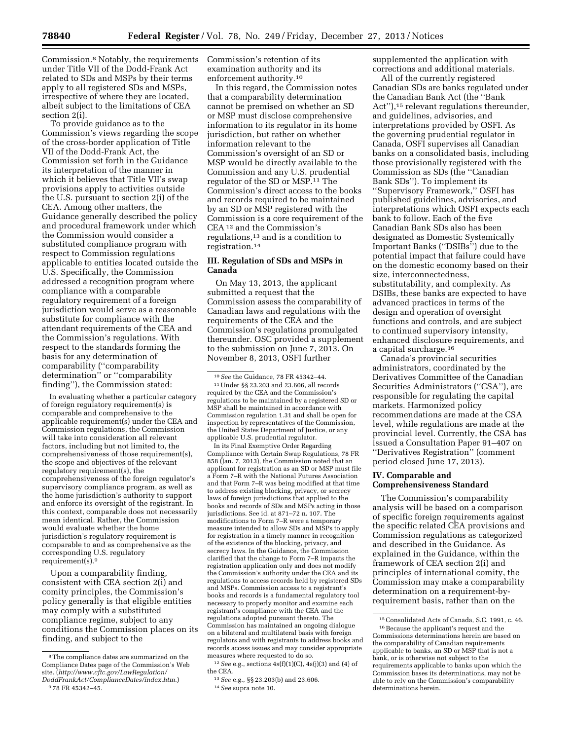Commission.[8] Notably, the requirements under Title VII of the Dodd-Frank Act related to SDs and MSPs by their terms apply to all registered SDs and MSPs, irrespective of where they are located, albeit subject to the limitations of CEA section 2(i).

To provide guidance as to the Commission's views regarding the scope of the cross-border application of Title VII of the Dodd-Frank Act, the Commission set forth in the Guidance its interpretation of the manner in which it believes that Title VII's swap provisions apply to activities outside the U.S. pursuant to section 2(i) of the CEA. Among other matters, the Guidance generally described the policy and procedural framework under which the Commission would consider a substituted compliance program with respect to Commission regulations applicable to entities located outside the U.S. Specifically, the Commission addressed a recognition program where compliance with a comparable regulatory requirement of a foreign jurisdiction would serve as a reasonable substitute for compliance with the attendant requirements of the CEA and the Commission's regulations. With respect to the standards forming the basis for any determination of comparability (''comparability determination'' or ''comparability finding''), the Commission stated:

> In evaluating whether a particular category of foreign regulatory requirement(s) is comparable and comprehensive to the applicable requirement(s) under the CEA and Commission regulations, the Commission will take into consideration all relevant factors, including but not limited to, the comprehensiveness of those requirement(s), the scope and objectives of the relevant regulatory requirement(s), the comprehensiveness of the foreign regulator's supervisory compliance program, as well as the home jurisdiction's authority to support and enforce its oversight of the registrant. In this context, comparable does not necessarily mean identical. Rather, the Commission would evaluate whether the home jurisdiction's regulatory requirement is comparable to and as comprehensive as the corresponding U.S. regulatory requirement(s).[9]

Upon a comparability finding, consistent with CEA section 2(i) and comity principles, the Commission's policy generally is that eligible entities may comply with a substituted compliance regime, subject to any conditions the Commission places on its finding, and subject to the Commission's retention of its examination authority and its enforcement authority.[10]

In this regard, the Commission notes that a comparability determination cannot be premised on whether an SD or MSP must disclose comprehensive information to its regulator in its home jurisdiction, but rather on whether information relevant to the Commission's oversight of an SD or MSP would be directly available to the Commission and any U.S. prudential regulator of the SD or MSP.[11] The Commission's direct access to the books and records required to be maintained by an SD or MSP registered with the Commission is a core requirement of the CEA [12] and the Commission's regulations,[13] and is a condition to registration.[14]

## III. Regulation of SDs and MSPs in Canada

On May 13, 2013, the applicant submitted a request that the Commission assess the comparability of Canadian laws and regulations with the requirements of the CEA and the Commission's regulations promulgated thereunder. OSC provided a supplement to the submission on June 7, 2013. On November 8, 2013, OSFI further supplemented the application with corrections and additional materials.

All of the currently registered Canadian SDs are banks regulated under the Canadian Bank Act (the ''Bank Act''),[15] relevant regulations thereunder, and guidelines, advisories, and interpretations provided by OSFI. As the governing prudential regulator in Canada, OSFI supervises all Canadian banks on a consolidated basis, including those provisionally registered with the Commission as SDs (the ''Canadian Bank SDs''). To implement its ''Supervisory Framework,'' OSFI has published guidelines, advisories, and interpretations which OSFI expects each bank to follow. Each of the five Canadian Bank SDs also has been designated as Domestic Systemically Important Banks (''DSIBs'') due to the potential impact that failure could have on the domestic economy based on their size, interconnectedness, substitutability, and complexity. As DSIBs, these banks are expected to have advanced practices in terms of the design and operation of oversight functions and controls, and are subject to continued supervisory intensity, enhanced disclosure requirements, and a capital surcharge.[16]

Canada's provincial securities administrators, coordinated by the Derivatives Committee of the Canadian Securities Administrators (''CSA''), are responsible for regulating the capital markets. Harmonized policy recommendations are made at the CSA level, while regulations are made at the provincial level. Currently, the CSA has issued a Consultation Paper 91–407 on ''Derivatives Registration'' (comment period closed June 17, 2013).

## IV. Comparable and Comprehensiveness Standard

The Commission's comparability analysis will be based on a comparison of specific foreign requirements against the specific related CEA provisions and Commission regulations as categorized and described in the Guidance. As explained in the Guidance, within the framework of CEA section 2(i) and principles of international comity, the Commission may make a comparability determination on a requirement-by-requirement basis, rather than on the

---

[8] The compliance dates are summarized on the Compliance Dates page of the Commission's Web site. (*http://www.cftc.gov/LawRegulation/DoddFrankAct/ComplianceDates/index.htm*.)

[9] 78 FR 45342–45.

[10] *See* the Guidance, 78 FR 45342–44.

[11] Under §§ 23.203 and 23.606, all records required by the CEA and the Commission's regulations to be maintained by a registered SD or MSP shall be maintained in accordance with Commission regulation 1.31 and shall be open for inspection by representatives of the Commission, the United States Department of Justice, or any applicable U.S. prudential regulator.

In its Final Exemptive Order Regarding Compliance with Certain Swap Regulations, 78 FR 858 (Jan. 7, 2013), the Commission noted that an applicant for registration as an SD or MSP must file a Form 7–R with the National Futures Association and that Form 7–R was modified at that time to address existing blocking, privacy, or secrecy laws of foreign jurisdictions that applied to the books and records of SDs and MSPs acting in those jurisdictions. See id. at 871–72 n. 107. The modifications to Form 7–R were a temporary measure intended to allow SDs and MSPs to apply for registration in a timely manner in recognition of the existence of the blocking, privacy, and secrecy laws. In the Guidance, the Commission clarified that the change to Form 7–R impacts the registration application only and does not modify the Commission's authority under the CEA and its regulations to access records held by registered SDs and MSPs. Commission access to a registrant's books and records is a fundamental regulatory tool necessary to properly monitor and examine each registrant's compliance with the CEA and the regulations adopted pursuant thereto. The Commission has maintained an ongoing dialogue on a bilateral and multilateral basis with foreign regulators and with registrants to address books and records access issues and may consider appropriate measures where requested to do so.

[12] *See* e.g., sections 4s(f)(1)(C), 4s(j)(3) and (4) of the CEA.

[13] *See* e.g., §§ 23.203(b) and 23.606.

[14] *See* supra note 10.

[15] Consolidated Acts of Canada, S.C. 1991, c. 46.

[16] Because the applicant's request and the Commissions determinations herein are based on the comparability of Canadian requirements applicable to banks, an SD or MSP that is not a bank, or is otherwise not subject to the requirements applicable to banks upon which the Commission bases its determinations, may not be able to rely on the Commission's comparability determinations herein.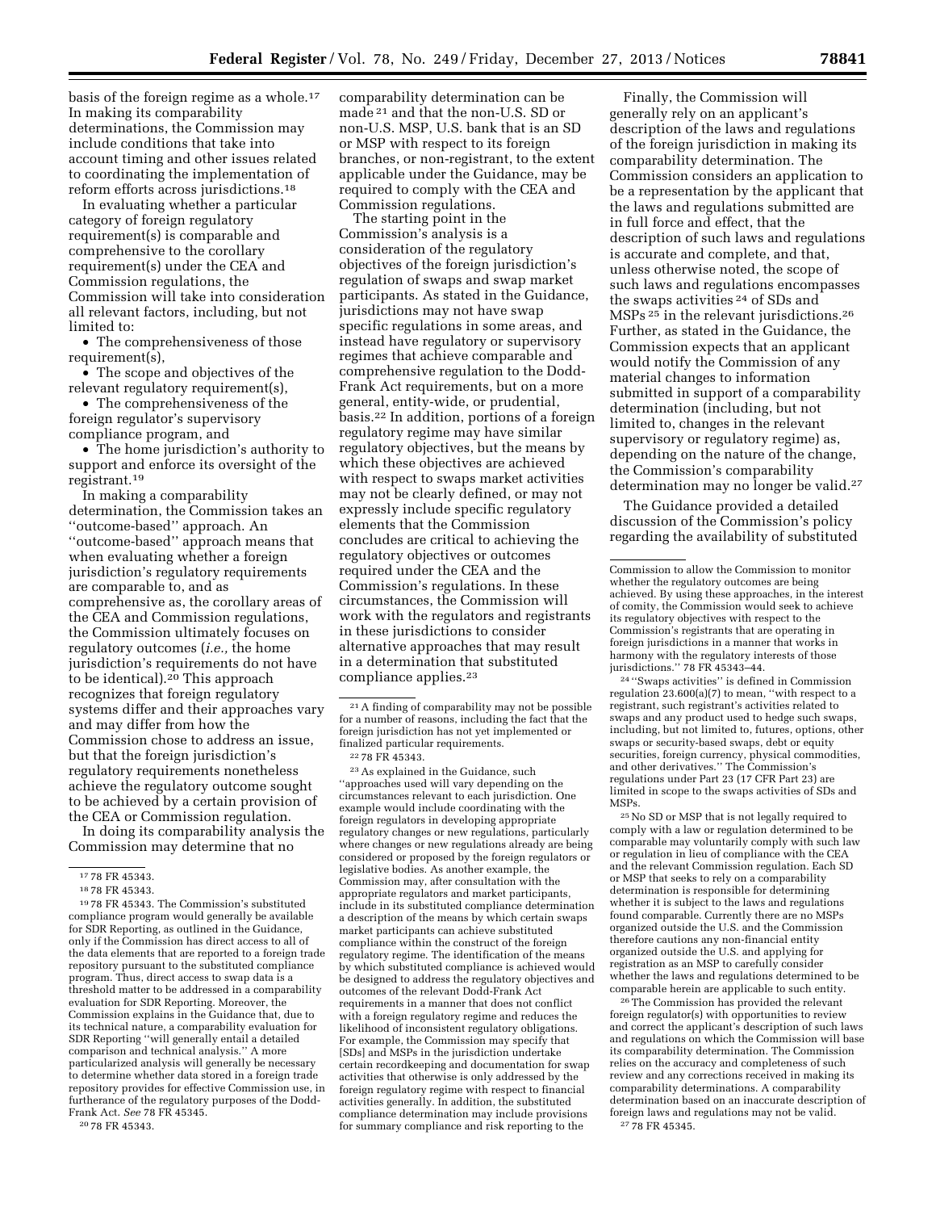basis of the foreign regime as a whole.[17] In making its comparability determinations, the Commission may include conditions that take into account timing and other issues related to coordinating the implementation of reform efforts across jurisdictions.[18]

In evaluating whether a particular category of foreign regulatory requirement(s) is comparable and comprehensive to the corollary requirement(s) under the CEA and Commission regulations, the Commission will take into consideration all relevant factors, including, but not limited to:

- The comprehensiveness of those requirement(s),
- The scope and objectives of the relevant regulatory requirement(s),
- The comprehensiveness of the foreign regulator's supervisory compliance program, and
- The home jurisdiction's authority to support and enforce its oversight of the registrant.[19]

In making a comparability determination, the Commission takes an ''outcome-based'' approach. An ''outcome-based'' approach means that when evaluating whether a foreign jurisdiction's regulatory requirements are comparable to, and as comprehensive as, the corollary areas of the CEA and Commission regulations, the Commission ultimately focuses on regulatory outcomes (*i.e.,* the home jurisdiction's requirements do not have to be identical).[20] This approach recognizes that foreign regulatory systems differ and their approaches vary and may differ from how the Commission chose to address an issue, but that the foreign jurisdiction's regulatory requirements nonetheless achieve the regulatory outcome sought to be achieved by a certain provision of the CEA or Commission regulation.

In doing its comparability analysis the Commission may determine that no comparability determination can be made[21] and that the non-U.S. SD or non-U.S. MSP, U.S. bank that is an SD or MSP with respect to its foreign branches, or non-registrant, to the extent applicable under the Guidance, may be required to comply with the CEA and Commission regulations.

The starting point in the Commission's analysis is a consideration of the regulatory objectives of the foreign jurisdiction's regulation of swaps and swap market participants. As stated in the Guidance, jurisdictions may not have swap specific regulations in some areas, and instead have regulatory or supervisory regimes that achieve comparable and comprehensive regulation to the Dodd-Frank Act requirements, but on a more general, entity-wide, or prudential, basis.[22] In addition, portions of a foreign regulatory regime may have similar regulatory objectives, but the means by which these objectives are achieved with respect to swaps market activities may not be clearly defined, or may not expressly include specific regulatory elements that the Commission concludes are critical to achieving the regulatory objectives or outcomes required under the CEA and the Commission's regulations. In these circumstances, the Commission will work with the regulators and registrants in these jurisdictions to consider alternative approaches that may result in a determination that substituted compliance applies.[23]

Finally, the Commission will generally rely on an applicant's description of the laws and regulations of the foreign jurisdiction in making its comparability determination. The Commission considers an application to be a representation by the applicant that the laws and regulations submitted are in full force and effect, that the description of such laws and regulations is accurate and complete, and that, unless otherwise noted, the scope of such laws and regulations encompasses the swaps activities[24] of SDs and MSPs[25] in the relevant jurisdictions.[26] Further, as stated in the Guidance, the Commission expects that an applicant would notify the Commission of any material changes to information submitted in support of a comparability determination (including, but not limited to, changes in the relevant supervisory or regulatory regime) as, depending on the nature of the change, the Commission's comparability determination may no longer be valid.[27]

The Guidance provided a detailed discussion of the Commission's policy regarding the availability of substituted

---

[17] 78 FR 45343.

[18] 78 FR 45343.

[19] 78 FR 45343. The Commission's substituted compliance program would generally be available for SDR Reporting, as outlined in the Guidance, only if the Commission has direct access to all of the data elements that are reported to a foreign trade repository pursuant to the substituted compliance program. Thus, direct access to swap data is a threshold matter to be addressed in a comparability evaluation for SDR Reporting. Moreover, the Commission explains in the Guidance that, due to its technical nature, a comparability evaluation for SDR Reporting ''will generally entail a detailed comparison and technical analysis.'' A more particularized analysis will generally be necessary to determine whether data stored in a foreign trade repository provides for effective Commission use, in furtherance of the regulatory purposes of the Dodd-Frank Act. *See* 78 FR 45345.

[20] 78 FR 45343.

[21] A finding of comparability may not be possible for a number of reasons, including the fact that the foreign jurisdiction has not yet implemented or finalized particular requirements.

[22] 78 FR 45343.

[23] As explained in the Guidance, such ''approaches used will vary depending on the circumstances relevant to each jurisdiction. One example would include coordinating with the foreign regulators in developing appropriate regulatory changes or new regulations, particularly where changes or new regulations already are being considered or proposed by the foreign regulators or legislative bodies. As another example, the Commission may, after consultation with the appropriate regulators and market participants, include in its substituted compliance determination a description of the means by which certain swaps market participants can achieve substituted compliance within the construct of the foreign regulatory regime. The identification of the means by which substituted compliance is achieved would be designed to address the regulatory objectives and outcomes of the relevant Dodd-Frank Act requirements in a manner that does not conflict with a foreign regulatory regime and reduces the likelihood of inconsistent regulatory obligations. For example, the Commission may specify that [SDs] and MSPs in the jurisdiction undertake certain recordkeeping and documentation for swap activities that otherwise is only addressed by the foreign regulatory regime with respect to financial activities generally. In addition, the substituted compliance determination may include provisions for summary compliance and risk reporting to the Commission to allow the Commission to monitor whether the regulatory outcomes are being achieved. By using these approaches, in the interest of comity, the Commission would seek to achieve its regulatory objectives with respect to the Commission's registrants that are operating in foreign jurisdictions in a manner that works in harmony with the regulatory interests of those jurisdictions.'' 78 FR 45343–44.

[24] ''Swaps activities'' is defined in Commission regulation 23.600(a)(7) to mean, ''with respect to a registrant, such registrant's activities related to swaps and any product used to hedge such swaps, including, but not limited to, futures, options, other swaps or security-based swaps, debt or equity securities, foreign currency, physical commodities, and other derivatives.'' The Commission's regulations under Part 23 (17 CFR Part 23) are limited in scope to the swaps activities of SDs and MSPs.

[25] No SD or MSP that is not legally required to comply with a law or regulation determined to be comparable may voluntarily comply with such law or regulation in lieu of compliance with the CEA and the relevant Commission regulation. Each SD or MSP that seeks to rely on a comparability determination is responsible for determining whether it is subject to the laws and regulations found comparable. Currently there are no MSPs organized outside the U.S. and the Commission therefore cautions any non-financial entity organized outside the U.S. and applying for registration as an MSP to carefully consider whether the laws and regulations determined to be comparable herein are applicable to such entity.

[26] The Commission has provided the relevant foreign regulator(s) with opportunities to review and correct the applicant's description of such laws and regulations on which the Commission will base its comparability determination. The Commission relies on the accuracy and completeness of such review and any corrections received in making its comparability determinations. A comparability determination based on an inaccurate description of foreign laws and regulations may not be valid.

[27] 78 FR 45345.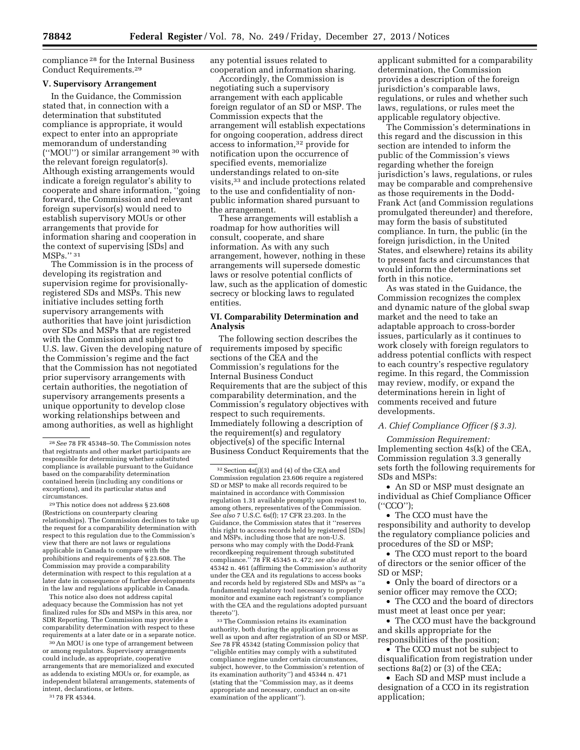compliance[28] for the Internal Business Conduct Requirements.[29]

## V. Supervisory Arrangement

In the Guidance, the Commission stated that, in connection with a determination that substituted compliance is appropriate, it would expect to enter into an appropriate memorandum of understanding (''MOU'') or similar arrangement[30] with the relevant foreign regulator(s). Although existing arrangements would indicate a foreign regulator's ability to cooperate and share information, ''going forward, the Commission and relevant foreign supervisor(s) would need to establish supervisory MOUs or other arrangements that provide for information sharing and cooperation in the context of supervising [SDs] and MSPs.''[31]

The Commission is in the process of developing its registration and supervision regime for provisionally-registered SDs and MSPs. This new initiative includes setting forth supervisory arrangements with authorities that have joint jurisdiction over SDs and MSPs that are registered with the Commission and subject to U.S. law. Given the developing nature of the Commission's regime and the fact that the Commission has not negotiated prior supervisory arrangements with certain authorities, the negotiation of supervisory arrangements presents a unique opportunity to develop close working relationships between and among authorities, as well as highlight any potential issues related to cooperation and information sharing.

Accordingly, the Commission is negotiating such a supervisory arrangement with each applicable foreign regulator of an SD or MSP. The Commission expects that the arrangement will establish expectations for ongoing cooperation, address direct access to information,[32] provide for notification upon the occurrence of specified events, memorialize understandings related to on-site visits,[33] and include protections related to the use and confidentiality of non-public information shared pursuant to the arrangement.

These arrangements will establish a roadmap for how authorities will consult, cooperate, and share information. As with any such arrangement, however, nothing in these arrangements will supersede domestic laws or resolve potential conflicts of law, such as the application of domestic secrecy or blocking laws to regulated entities.

## VI. Comparability Determination and Analysis

The following section describes the requirements imposed by specific sections of the CEA and the Commission's regulations for the Internal Business Conduct Requirements that are the subject of this comparability determination, and the Commission's regulatory objectives with respect to such requirements. Immediately following a description of the requirement(s) and regulatory objective(s) of the specific Internal Business Conduct Requirements that the applicant submitted for a comparability determination, the Commission provides a description of the foreign jurisdiction's comparable laws, regulations, or rules and whether such laws, regulations, or rules meet the applicable regulatory objective.

The Commission's determinations in this regard and the discussion in this section are intended to inform the public of the Commission's views regarding whether the foreign jurisdiction's laws, regulations, or rules may be comparable and comprehensive as those requirements in the Dodd-Frank Act (and Commission regulations promulgated thereunder) and therefore, may form the basis of substituted compliance. In turn, the public (in the foreign jurisdiction, in the United States, and elsewhere) retains its ability to present facts and circumstances that would inform the determinations set forth in this notice.

As was stated in the Guidance, the Commission recognizes the complex and dynamic nature of the global swap market and the need to take an adaptable approach to cross-border issues, particularly as it continues to work closely with foreign regulators to address potential conflicts with respect to each country's respective regulatory regime. In this regard, the Commission may review, modify, or expand the determinations herein in light of comments received and future developments.

### A. Chief Compliance Officer (§ 3.3).

*Commission Requirement:* Implementing section 4s(k) of the CEA, Commission regulation 3.3 generally sets forth the following requirements for SDs and MSPs:

- An SD or MSP must designate an individual as Chief Compliance Officer (''CCO'');
- The CCO must have the responsibility and authority to develop the regulatory compliance policies and procedures of the SD or MSP;
- The CCO must report to the board of directors or the senior officer of the SD or MSP;
- Only the board of directors or a senior officer may remove the CCO;
- The CCO and the board of directors must meet at least once per year;
- The CCO must have the background and skills appropriate for the responsibilities of the position;
- The CCO must not be subject to disqualification from registration under sections 8a(2) or (3) of the CEA;
- Each SD and MSP must include a designation of a CCO in its registration application;

---

[28] *See* 78 FR 45348–50. The Commission notes that registrants and other market participants are responsible for determining whether substituted compliance is available pursuant to the Guidance based on the comparability determination contained herein (including any conditions or exceptions), and its particular status and circumstances.

[29] This notice does not address § 23.608 (Restrictions on counterparty clearing relationships). The Commission declines to take up the request for a comparability determination with respect to this regulation due to the Commission's view that there are not laws or regulations applicable in Canada to compare with the prohibitions and requirements of § 23.608. The Commission may provide a comparability determination with respect to this regulation at a later date in consequence of further developments in the law and regulations applicable in Canada.

This notice also does not address capital adequacy because the Commission has not yet finalized rules for SDs and MSPs in this area, nor SDR Reporting. The Commission may provide a comparability determination with respect to these requirements at a later date or in a separate notice.

[30] An MOU is one type of arrangement between or among regulators. Supervisory arrangements could include, as appropriate, cooperative arrangements that are memorialized and executed as addenda to existing MOUs or, for example, as independent bilateral arrangements, statements of intent, declarations, or letters.

[31] 78 FR 45344.

[32] Section 4s(j)(3) and (4) of the CEA and Commission regulation 23.606 require a registered SD or MSP to make all records required to be maintained in accordance with Commission regulation 1.31 available promptly upon request to, among others, representatives of the Commission. *See also* 7 U.S.C. 6s(f); 17 CFR 23.203. In the Guidance, the Commission states that it ''reserves this right to access records held by registered [SDs] and MSPs, including those that are non-U.S. persons who may comply with the Dodd-Frank recordkeeping requirement through substituted compliance.'' 78 FR 45345 n. 472; *see also id.* at 45342 n. 461 (affirming the Commission's authority under the CEA and its regulations to access books and records held by registered SDs and MSPs as ''a fundamental regulatory tool necessary to properly monitor and examine each registrant's compliance with the CEA and the regulations adopted pursuant thereto'').

[33] The Commission retains its examination authority, both during the application process as well as upon and after registration of an SD or MSP. *See* 78 FR 45342 (stating Commission policy that ''eligible entities may comply with a substituted compliance regime under certain circumstances, subject, however, to the Commission's retention of its examination authority'') and 45344 n. 471 (stating that the ''Commission may, as it deems appropriate and necessary, conduct an on-site examination of the applicant'').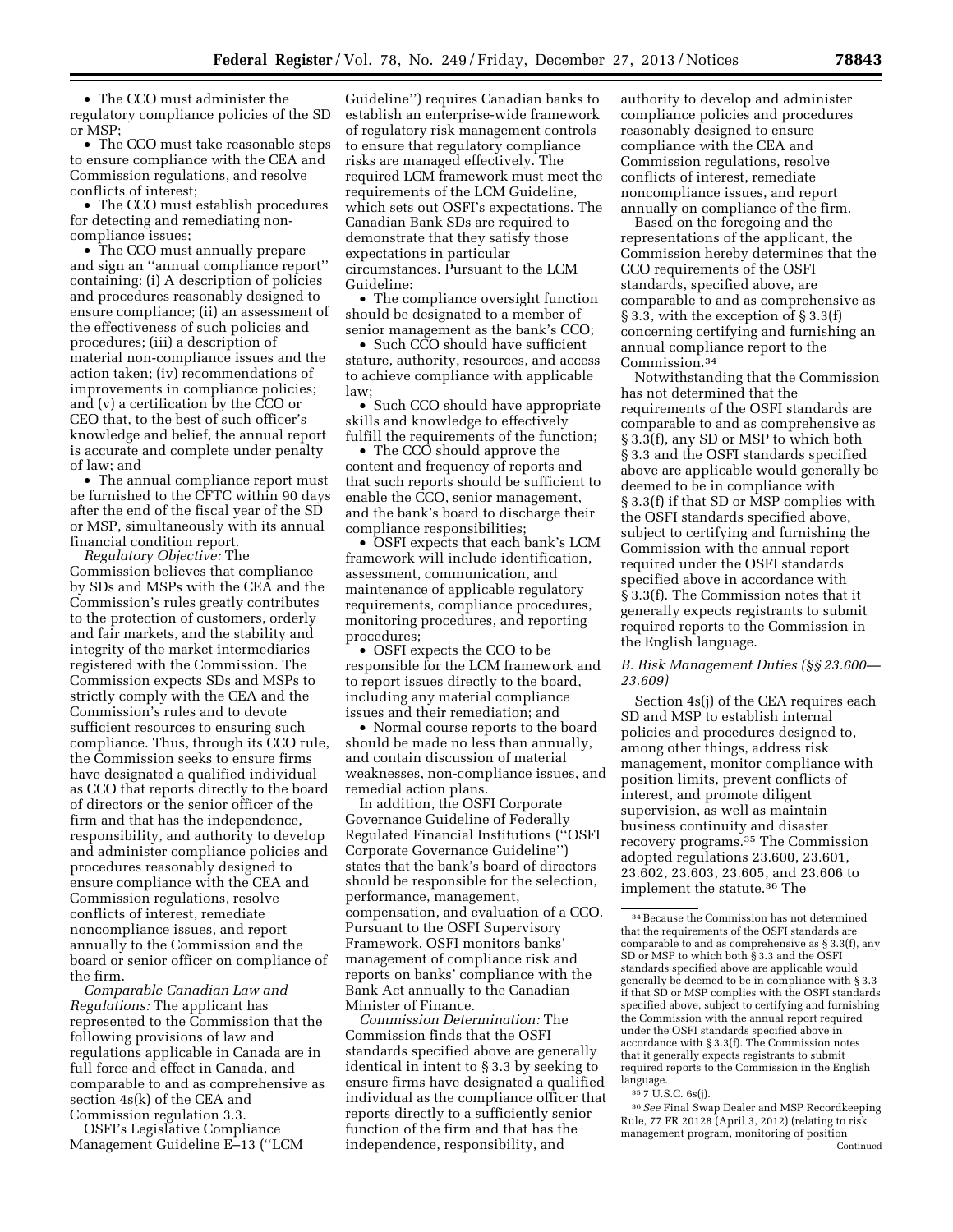• The CCO must administer the regulatory compliance policies of the SD or MSP;

• The CCO must take reasonable steps to ensure compliance with the CEA and Commission regulations, and resolve conflicts of interest;

• The CCO must establish procedures for detecting and remediating non-compliance issues;

• The CCO must annually prepare and sign an ''annual compliance report'' containing: (i) A description of policies and procedures reasonably designed to ensure compliance; (ii) an assessment of the effectiveness of such policies and procedures; (iii) a description of material non-compliance issues and the action taken; (iv) recommendations of improvements in compliance policies; and (v) a certification by the CCO or CEO that, to the best of such officer's knowledge and belief, the annual report is accurate and complete under penalty of law; and

• The annual compliance report must be furnished to the CFTC within 90 days after the end of the fiscal year of the SD or MSP, simultaneously with its annual financial condition report.

*Regulatory Objective:* The Commission believes that compliance by SDs and MSPs with the CEA and the Commission's rules greatly contributes to the protection of customers, orderly and fair markets, and the stability and integrity of the market intermediaries registered with the Commission. The Commission expects SDs and MSPs to strictly comply with the CEA and the Commission's rules and to devote sufficient resources to ensuring such compliance. Thus, through its CCO rule, the Commission seeks to ensure firms have designated a qualified individual as CCO that reports directly to the board of directors or the senior officer of the firm and that has the independence, responsibility, and authority to develop and administer compliance policies and procedures reasonably designed to ensure compliance with the CEA and Commission regulations, resolve conflicts of interest, remediate noncompliance issues, and report annually to the Commission and the board or senior officer on compliance of the firm.

*Comparable Canadian Law and Regulations:* The applicant has represented to the Commission that the following provisions of law and regulations applicable in Canada are in full force and effect in Canada, and comparable to and as comprehensive as section 4s(k) of the CEA and Commission regulation 3.3.

OSFI's Legislative Compliance Management Guideline E–13 (''LCM Guideline'') requires Canadian banks to establish an enterprise-wide framework of regulatory risk management controls to ensure that regulatory compliance risks are managed effectively. The required LCM framework must meet the requirements of the LCM Guideline, which sets out OSFI's expectations. The Canadian Bank SDs are required to demonstrate that they satisfy those expectations in particular circumstances. Pursuant to the LCM Guideline:

• The compliance oversight function should be designated to a member of senior management as the bank's CCO;

• Such CCO should have sufficient stature, authority, resources, and access to achieve compliance with applicable law;

• Such CCO should have appropriate skills and knowledge to effectively fulfill the requirements of the function;

• The CCO should approve the content and frequency of reports and that such reports should be sufficient to enable the CCO, senior management, and the bank's board to discharge their compliance responsibilities;

• OSFI expects that each bank's LCM framework will include identification, assessment, communication, and maintenance of applicable regulatory requirements, compliance procedures, monitoring procedures, and reporting procedures;

• OSFI expects the CCO to be responsible for the LCM framework and to report issues directly to the board, including any material compliance issues and their remediation; and

• Normal course reports to the board should be made no less than annually, and contain discussion of material weaknesses, non-compliance issues, and remedial action plans.

In addition, the OSFI Corporate Governance Guideline of Federally Regulated Financial Institutions (''OSFI Corporate Governance Guideline'') states that the bank's board of directors should be responsible for the selection, performance, management, compensation, and evaluation of a CCO. Pursuant to the OSFI Supervisory Framework, OSFI monitors banks' management of compliance risk and reports on banks' compliance with the Bank Act annually to the Canadian Minister of Finance.

*Commission Determination:* The Commission finds that the OSFI standards specified above are generally identical in intent to § 3.3 by seeking to ensure firms have designated a qualified individual as the compliance officer that reports directly to a sufficiently senior function of the firm and that has the independence, responsibility, and authority to develop and administer compliance policies and procedures reasonably designed to ensure compliance with the CEA and Commission regulations, resolve conflicts of interest, remediate noncompliance issues, and report annually on compliance of the firm.

Based on the foregoing and the representations of the applicant, the Commission hereby determines that the CCO requirements of the OSFI standards, specified above, are comparable to and as comprehensive as § 3.3, with the exception of § 3.3(f) concerning certifying and furnishing an annual compliance report to the Commission.[34]

Notwithstanding that the Commission has not determined that the requirements of the OSFI standards are comparable to and as comprehensive as § 3.3(f), any SD or MSP to which both § 3.3 and the OSFI standards specified above are applicable would generally be deemed to be in compliance with § 3.3(f) if that SD or MSP complies with the OSFI standards specified above, subject to certifying and furnishing the Commission with the annual report required under the OSFI standards specified above in accordance with § 3.3(f). The Commission notes that it generally expects registrants to submit required reports to the Commission in the English language.

### *B. Risk Management Duties (§§ 23.600—23.609)*

Section 4s(j) of the CEA requires each SD and MSP to establish internal policies and procedures designed to, among other things, address risk management, monitor compliance with position limits, prevent conflicts of interest, and promote diligent supervision, as well as maintain business continuity and disaster recovery programs.[35] The Commission adopted regulations 23.600, 23.601, 23.602, 23.603, 23.605, and 23.606 to implement the statute.[36] The

---

[34] Because the Commission has not determined that the requirements of the OSFI standards are comparable to and as comprehensive as § 3.3(f), any SD or MSP to which both § 3.3 and the OSFI standards specified above are applicable would generally be deemed to be in compliance with § 3.3 if that SD or MSP complies with the OSFI standards specified above, subject to certifying and furnishing the Commission with the annual report required under the OSFI standards specified above in accordance with § 3.3(f). The Commission notes that it generally expects registrants to submit required reports to the Commission in the English language.

[35] 7 U.S.C. 6s(j).

[36] *See* Final Swap Dealer and MSP Recordkeeping Rule, 77 FR 20128 (April 3, 2012) (relating to risk management program, monitoring of position

Continued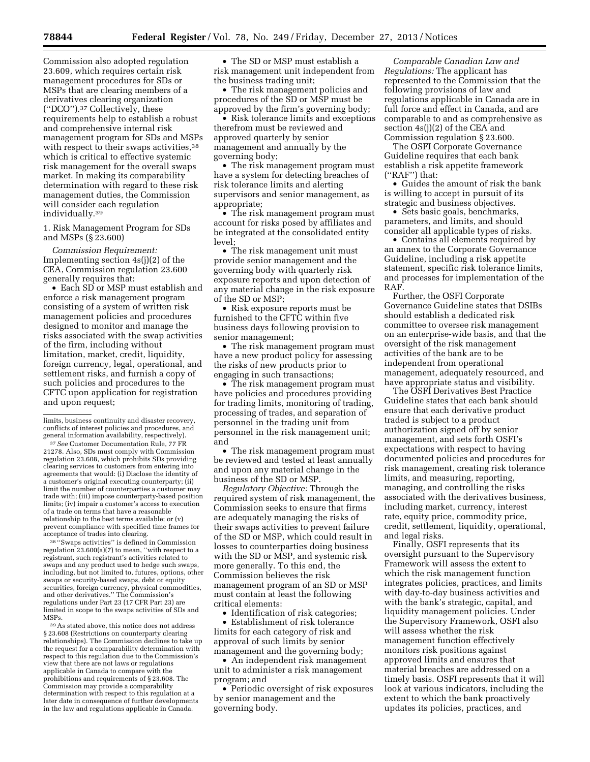Commission also adopted regulation 23.609, which requires certain risk management procedures for SDs or MSPs that are clearing members of a derivatives clearing organization (''DCO'').[37] Collectively, these requirements help to establish a robust and comprehensive internal risk management program for SDs and MSPs with respect to their swaps activities,[38] which is critical to effective systemic risk management for the overall swaps market. In making its comparability determination with regard to these risk management duties, the Commission will consider each regulation individually.[39]

1. Risk Management Program for SDs and MSPs (§ 23.600)

*Commission Requirement:* Implementing section 4s(j)(2) of the CEA, Commission regulation 23.600 generally requires that:

• Each SD or MSP must establish and enforce a risk management program consisting of a system of written risk management policies and procedures designed to monitor and manage the risks associated with the swap activities of the firm, including without limitation, market, credit, liquidity, foreign currency, legal, operational, and settlement risks, and furnish a copy of such policies and procedures to the CFTC upon application for registration and upon request;

• The SD or MSP must establish a risk management unit independent from the business trading unit;

• The risk management policies and procedures of the SD or MSP must be approved by the firm's governing body;

• Risk tolerance limits and exceptions therefrom must be reviewed and approved quarterly by senior management and annually by the governing body;

• The risk management program must have a system for detecting breaches of risk tolerance limits and alerting supervisors and senior management, as appropriate;

• The risk management program must account for risks posed by affiliates and be integrated at the consolidated entity level;

• The risk management unit must provide senior management and the governing body with quarterly risk exposure reports and upon detection of any material change in the risk exposure of the SD or MSP;

• Risk exposure reports must be furnished to the CFTC within five business days following provision to senior management;

• The risk management program must have a new product policy for assessing the risks of new products prior to engaging in such transactions;

• The risk management program must have policies and procedures providing for trading limits, monitoring of trading, processing of trades, and separation of personnel in the trading unit from personnel in the risk management unit; and

• The risk management program must be reviewed and tested at least annually and upon any material change in the business of the SD or MSP.

*Regulatory Objective:* Through the required system of risk management, the Commission seeks to ensure that firms are adequately managing the risks of their swaps activities to prevent failure of the SD or MSP, which could result in losses to counterparties doing business with the SD or MSP, and systemic risk more generally. To this end, the Commission believes the risk management program of an SD or MSP must contain at least the following critical elements:

• Identification of risk categories;

• Establishment of risk tolerance limits for each category of risk and approval of such limits by senior management and the governing body;

• An independent risk management unit to administer a risk management program; and

• Periodic oversight of risk exposures by senior management and the governing body.

*Comparable Canadian Law and Regulations:* The applicant has represented to the Commission that the following provisions of law and regulations applicable in Canada are in full force and effect in Canada, and are comparable to and as comprehensive as section 4s(j)(2) of the CEA and Commission regulation § 23.600.

The OSFI Corporate Governance Guideline requires that each bank establish a risk appetite framework (''RAF'') that:

• Guides the amount of risk the bank is willing to accept in pursuit of its strategic and business objectives.

• Sets basic goals, benchmarks, parameters, and limits, and should consider all applicable types of risks.

• Contains all elements required by an annex to the Corporate Governance Guideline, including a risk appetite statement, specific risk tolerance limits, and processes for implementation of the RAF.

Further, the OSFI Corporate Governance Guideline states that DSIBs should establish a dedicated risk committee to oversee risk management on an enterprise-wide basis, and that the oversight of the risk management activities of the bank are to be independent from operational management, adequately resourced, and have appropriate status and visibility.

The OSFI Derivatives Best Practice Guideline states that each bank should ensure that each derivative product traded is subject to a product authorization signed off by senior management, and sets forth OSFI's expectations with respect to having documented policies and procedures for risk management, creating risk tolerance limits, and measuring, reporting, managing, and controlling the risks associated with the derivatives business, including market, currency, interest rate, equity price, commodity price, credit, settlement, liquidity, operational, and legal risks.

Finally, OSFI represents that its oversight pursuant to the Supervisory Framework will assess the extent to which the risk management function integrates policies, practices, and limits with day-to-day business activities and with the bank's strategic, capital, and liquidity management policies. Under the Supervisory Framework, OSFI also will assess whether the risk management function effectively monitors risk positions against approved limits and ensures that material breaches are addressed on a timely basis. OSFI represents that it will look at various indicators, including the extent to which the bank proactively updates its policies, practices, and

---

limits, business continuity and disaster recovery, conflicts of interest policies and procedures, and general information availability, respectively).

[37] *See* Customer Documentation Rule, 77 FR 21278. Also, SDs must comply with Commission regulation 23.608, which prohibits SDs providing clearing services to customers from entering into agreements that would: (i) Disclose the identity of a customer's original executing counterparty; (ii) limit the number of counterparties a customer may trade with; (iii) impose counterparty-based position limits; (iv) impair a customer's access to execution of a trade on terms that have a reasonable relationship to the best terms available; or (v) prevent compliance with specified time frames for acceptance of trades into clearing.

[38] ''Swaps activities'' is defined in Commission regulation 23.600(a)(7) to mean, ''with respect to a registrant, such registrant's activities related to swaps and any product used to hedge such swaps, including, but not limited to, futures, options, other swaps or security-based swaps, debt or equity securities, foreign currency, physical commodities, and other derivatives.'' The Commission's regulations under Part 23 (17 CFR Part 23) are limited in scope to the swaps activities of SDs and MSPs.

[39] As stated above, this notice does not address § 23.608 (Restrictions on counterparty clearing relationships). The Commission declines to take up the request for a comparability determination with respect to this regulation due to the Commission's view that there are not laws or regulations applicable in Canada to compare with the prohibitions and requirements of § 23.608. The Commission may provide a comparability determination with respect to this regulation at a later date in consequence of further developments in the law and regulations applicable in Canada.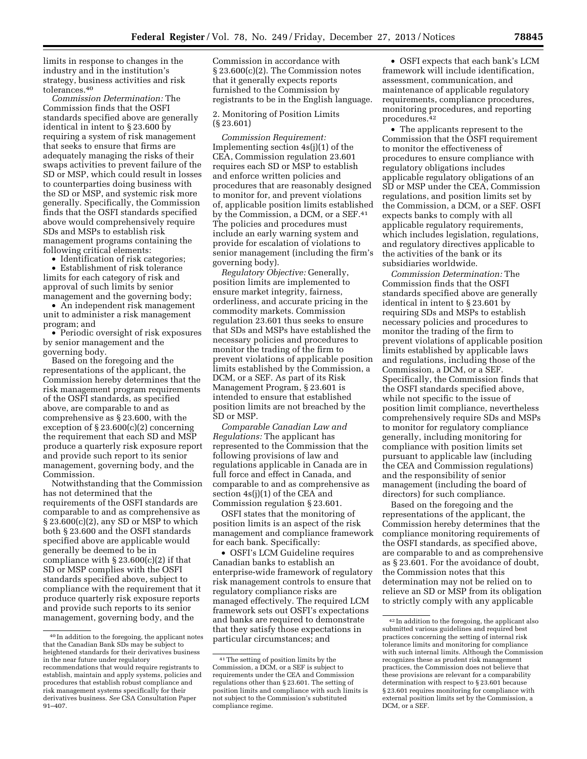limits in response to changes in the industry and in the institution's strategy, business activities and risk tolerances.[40]

*Commission Determination:* The Commission finds that the OSFI standards specified above are generally identical in intent to § 23.600 by requiring a system of risk management that seeks to ensure that firms are adequately managing the risks of their swaps activities to prevent failure of the SD or MSP, which could result in losses to counterparties doing business with the SD or MSP, and systemic risk more generally. Specifically, the Commission finds that the OSFI standards specified above would comprehensively require SDs and MSPs to establish risk management programs containing the following critical elements:

- Identification of risk categories;
- Establishment of risk tolerance limits for each category of risk and approval of such limits by senior management and the governing body;
- An independent risk management unit to administer a risk management program; and
- Periodic oversight of risk exposures by senior management and the governing body.

Based on the foregoing and the representations of the applicant, the Commission hereby determines that the risk management program requirements of the OSFI standards, as specified above, are comparable to and as comprehensive as § 23.600, with the exception of § 23.600(c)(2) concerning the requirement that each SD and MSP produce a quarterly risk exposure report and provide such report to its senior management, governing body, and the Commission.

Notwithstanding that the Commission has not determined that the requirements of the OSFI standards are comparable to and as comprehensive as § 23.600(c)(2), any SD or MSP to which both § 23.600 and the OSFI standards specified above are applicable would generally be deemed to be in compliance with § 23.600(c)(2) if that SD or MSP complies with the OSFI standards specified above, subject to compliance with the requirement that it produce quarterly risk exposure reports and provide such reports to its senior management, governing body, and the Commission in accordance with § 23.600(c)(2). The Commission notes that it generally expects reports furnished to the Commission by registrants to be in the English language.

2. Monitoring of Position Limits (§ 23.601)

*Commission Requirement:* Implementing section 4s(j)(1) of the CEA, Commission regulation 23.601 requires each SD or MSP to establish and enforce written policies and procedures that are reasonably designed to monitor for, and prevent violations of, applicable position limits established by the Commission, a DCM, or a SEF.[41] The policies and procedures must include an early warning system and provide for escalation of violations to senior management (including the firm's governing body).

*Regulatory Objective:* Generally, position limits are implemented to ensure market integrity, fairness, orderliness, and accurate pricing in the commodity markets. Commission regulation 23.601 thus seeks to ensure that SDs and MSPs have established the necessary policies and procedures to monitor the trading of the firm to prevent violations of applicable position limits established by the Commission, a DCM, or a SEF. As part of its Risk Management Program, § 23.601 is intended to ensure that established position limits are not breached by the SD or MSP.

*Comparable Canadian Law and Regulations:* The applicant has represented to the Commission that the following provisions of law and regulations applicable in Canada are in full force and effect in Canada, and comparable to and as comprehensive as section 4s(j)(1) of the CEA and Commission regulation § 23.601.

OSFI states that the monitoring of position limits is an aspect of the risk management and compliance framework for each bank. Specifically:

- OSFI's LCM Guideline requires Canadian banks to establish an enterprise-wide framework of regulatory risk management controls to ensure that regulatory compliance risks are managed effectively. The required LCM framework sets out OSFI's expectations and banks are required to demonstrate that they satisfy those expectations in particular circumstances; and
- OSFI expects that each bank's LCM framework will include identification, assessment, communication, and maintenance of applicable regulatory requirements, compliance procedures, monitoring procedures, and reporting procedures.[42]
- The applicants represent to the Commission that the OSFI requirement to monitor the effectiveness of procedures to ensure compliance with regulatory obligations includes applicable regulatory obligations of an SD or MSP under the CEA, Commission regulations, and position limits set by the Commission, a DCM, or a SEF. OSFI expects banks to comply with all applicable regulatory requirements, which includes legislation, regulations, and regulatory directives applicable to the activities of the bank or its subsidiaries worldwide.

*Commission Determination:* The Commission finds that the OSFI standards specified above are generally identical in intent to § 23.601 by requiring SDs and MSPs to establish necessary policies and procedures to monitor the trading of the firm to prevent violations of applicable position limits established by applicable laws and regulations, including those of the Commission, a DCM, or a SEF. Specifically, the Commission finds that the OSFI standards specified above, while not specific to the issue of position limit compliance, nevertheless comprehensively require SDs and MSPs to monitor for regulatory compliance generally, including monitoring for compliance with position limits set pursuant to applicable law (including the CEA and Commission regulations) and the responsibility of senior management (including the board of directors) for such compliance.

Based on the foregoing and the representations of the applicant, the Commission hereby determines that the compliance monitoring requirements of the OSFI standards, as specified above, are comparable to and as comprehensive as § 23.601. For the avoidance of doubt, the Commission notes that this determination may not be relied on to relieve an SD or MSP from its obligation to strictly comply with any applicable

[40] In addition to the foregoing, the applicant notes that the Canadian Bank SDs may be subject to heightened standards for their derivatives business in the near future under regulatory recommendations that would require registrants to establish, maintain and apply systems, policies and procedures that establish robust compliance and risk management systems specifically for their derivatives business. *See* CSA Consultation Paper 91–407.

[41] The setting of position limits by the Commission, a DCM, or a SEF is subject to requirements under the CEA and Commission regulations other than § 23.601. The setting of position limits and compliance with such limits is not subject to the Commission's substituted compliance regime.

[42] In addition to the foregoing, the applicant also submitted various guidelines and required best practices concerning the setting of internal risk tolerance limits and monitoring for compliance with such internal limits. Although the Commission recognizes these as prudent risk management practices, the Commission does not believe that these provisions are relevant for a comparability determination with respect to § 23.601 because § 23.601 requires monitoring for compliance with external position limits set by the Commission, a DCM, or a SEF.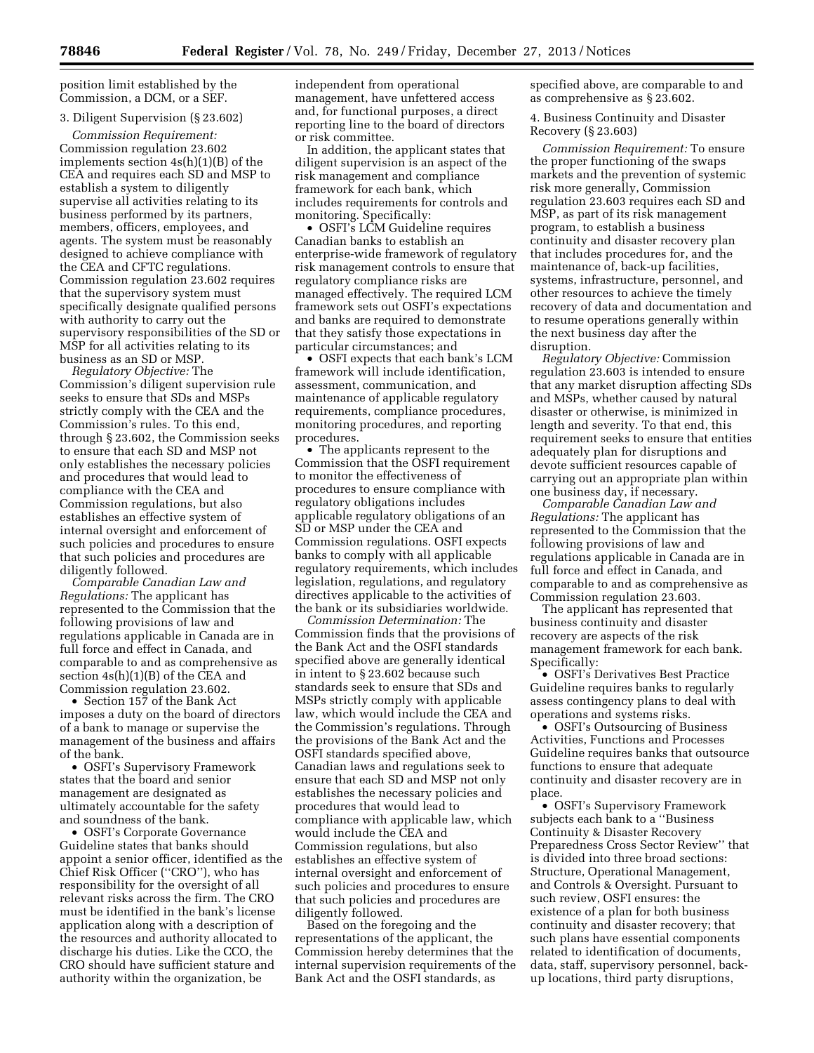position limit established by the Commission, a DCM, or a SEF.

3. Diligent Supervision (§ 23.602)

*Commission Requirement:* Commission regulation 23.602 implements section 4s(h)(1)(B) of the CEA and requires each SD and MSP to establish a system to diligently supervise all activities relating to its business performed by its partners, members, officers, employees, and agents. The system must be reasonably designed to achieve compliance with the CEA and CFTC regulations. Commission regulation 23.602 requires that the supervisory system must specifically designate qualified persons with authority to carry out the supervisory responsibilities of the SD or MSP for all activities relating to its business as an SD or MSP.

*Regulatory Objective:* The Commission's diligent supervision rule seeks to ensure that SDs and MSPs strictly comply with the CEA and the Commission's rules. To this end, through § 23.602, the Commission seeks to ensure that each SD and MSP not only establishes the necessary policies and procedures that would lead to compliance with the CEA and Commission regulations, but also establishes an effective system of internal oversight and enforcement of such policies and procedures to ensure that such policies and procedures are diligently followed.

*Comparable Canadian Law and Regulations:* The applicant has represented to the Commission that the following provisions of law and regulations applicable in Canada are in full force and effect in Canada, and comparable to and as comprehensive as section 4s(h)(1)(B) of the CEA and Commission regulation 23.602.

- Section 157 of the Bank Act imposes a duty on the board of directors of a bank to manage or supervise the management of the business and affairs of the bank.
- OSFI's Supervisory Framework states that the board and senior management are designated as ultimately accountable for the safety and soundness of the bank.
- OSFI's Corporate Governance Guideline states that banks should appoint a senior officer, identified as the Chief Risk Officer ("CRO"), who has responsibility for the oversight of all relevant risks across the firm. The CRO must be identified in the bank's license application along with a description of the resources and authority allocated to discharge his duties. Like the CCO, the CRO should have sufficient stature and authority within the organization, be independent from operational management, have unfettered access and, for functional purposes, a direct reporting line to the board of directors or risk committee.

In addition, the applicant states that diligent supervision is an aspect of the risk management and compliance framework for each bank, which includes requirements for controls and monitoring. Specifically:

- OSFI's LCM Guideline requires Canadian banks to establish an enterprise-wide framework of regulatory risk management controls to ensure that regulatory compliance risks are managed effectively. The required LCM framework sets out OSFI's expectations and banks are required to demonstrate that they satisfy those expectations in particular circumstances; and
- OSFI expects that each bank's LCM framework will include identification, assessment, communication, and maintenance of applicable regulatory requirements, compliance procedures, monitoring procedures, and reporting procedures.
- The applicants represent to the Commission that the OSFI requirement to monitor the effectiveness of procedures to ensure compliance with regulatory obligations includes applicable regulatory obligations of an SD or MSP under the CEA and Commission regulations. OSFI expects banks to comply with all applicable regulatory requirements, which includes legislation, regulations, and regulatory directives applicable to the activities of the bank or its subsidiaries worldwide.

*Commission Determination:* The Commission finds that the provisions of the Bank Act and the OSFI standards specified above are generally identical in intent to § 23.602 because such standards seek to ensure that SDs and MSPs strictly comply with applicable law, which would include the CEA and the Commission's regulations. Through the provisions of the Bank Act and the OSFI standards specified above, Canadian laws and regulations seek to ensure that each SD and MSP not only establishes the necessary policies and procedures that would lead to compliance with applicable law, which would include the CEA and Commission regulations, but also establishes an effective system of internal oversight and enforcement of such policies and procedures to ensure that such policies and procedures are diligently followed.

Based on the foregoing and the representations of the applicant, the Commission hereby determines that the internal supervision requirements of the Bank Act and the OSFI standards, as specified above, are comparable to and as comprehensive as § 23.602.

4. Business Continuity and Disaster Recovery (§ 23.603)

*Commission Requirement:* To ensure the proper functioning of the swaps markets and the prevention of systemic risk more generally, Commission regulation 23.603 requires each SD and MSP, as part of its risk management program, to establish a business continuity and disaster recovery plan that includes procedures for, and the maintenance of, back-up facilities, systems, infrastructure, personnel, and other resources to achieve the timely recovery of data and documentation and to resume operations generally within the next business day after the disruption.

*Regulatory Objective:* Commission regulation 23.603 is intended to ensure that any market disruption affecting SDs and MSPs, whether caused by natural disaster or otherwise, is minimized in length and severity. To that end, this requirement seeks to ensure that entities adequately plan for disruptions and devote sufficient resources capable of carrying out an appropriate plan within one business day, if necessary.

*Comparable Canadian Law and Regulations:* The applicant has represented to the Commission that the following provisions of law and regulations applicable in Canada are in full force and effect in Canada, and comparable to and as comprehensive as Commission regulation 23.603.

The applicant has represented that business continuity and disaster recovery are aspects of the risk management framework for each bank. Specifically:

- OSFI's Derivatives Best Practice Guideline requires banks to regularly assess contingency plans to deal with operations and systems risks.
- OSFI's Outsourcing of Business Activities, Functions and Processes Guideline requires banks that outsource functions to ensure that adequate continuity and disaster recovery are in place.
- OSFI's Supervisory Framework subjects each bank to a "Business Continuity & Disaster Recovery Preparedness Cross Sector Review" that is divided into three broad sections: Structure, Operational Management, and Controls & Oversight. Pursuant to such review, OSFI ensures: the existence of a plan for both business continuity and disaster recovery; that such plans have essential components related to identification of documents, data, staff, supervisory personnel, back-up locations, third party disruptions,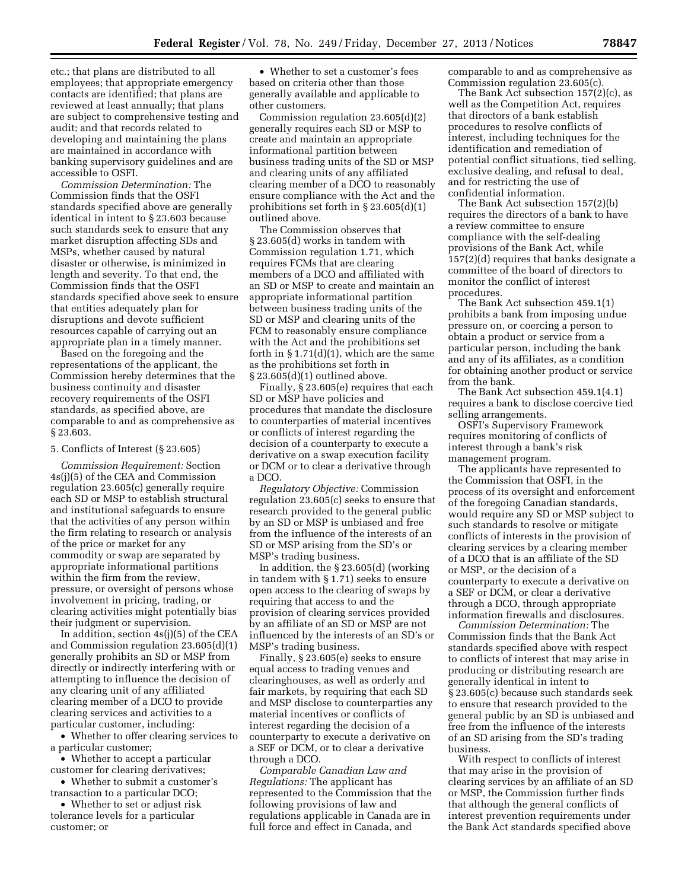etc.; that plans are distributed to all employees; that appropriate emergency contacts are identified; that plans are reviewed at least annually; that plans are subject to comprehensive testing and audit; and that records related to developing and maintaining the plans are maintained in accordance with banking supervisory guidelines and are accessible to OSFI.

*Commission Determination:* The Commission finds that the OSFI standards specified above are generally identical in intent to § 23.603 because such standards seek to ensure that any market disruption affecting SDs and MSPs, whether caused by natural disaster or otherwise, is minimized in length and severity. To that end, the Commission finds that the OSFI standards specified above seek to ensure that entities adequately plan for disruptions and devote sufficient resources capable of carrying out an appropriate plan in a timely manner.

Based on the foregoing and the representations of the applicant, the Commission hereby determines that the business continuity and disaster recovery requirements of the OSFI standards, as specified above, are comparable to and as comprehensive as § 23.603.

5. Conflicts of Interest (§ 23.605)

*Commission Requirement:* Section 4s(j)(5) of the CEA and Commission regulation 23.605(c) generally require each SD or MSP to establish structural and institutional safeguards to ensure that the activities of any person within the firm relating to research or analysis of the price or market for any commodity or swap are separated by appropriate informational partitions within the firm from the review, pressure, or oversight of persons whose involvement in pricing, trading, or clearing activities might potentially bias their judgment or supervision.

In addition, section 4s(j)(5) of the CEA and Commission regulation 23.605(d)(1) generally prohibits an SD or MSP from directly or indirectly interfering with or attempting to influence the decision of any clearing unit of any affiliated clearing member of a DCO to provide clearing services and activities to a particular customer, including:

- Whether to offer clearing services to a particular customer;
- Whether to accept a particular customer for clearing derivatives;
- Whether to submit a customer's transaction to a particular DCO;
- Whether to set or adjust risk tolerance levels for a particular customer; or
- Whether to set a customer's fees based on criteria other than those generally available and applicable to other customers.

Commission regulation 23.605(d)(2) generally requires each SD or MSP to create and maintain an appropriate informational partition between business trading units of the SD or MSP and clearing units of any affiliated clearing member of a DCO to reasonably ensure compliance with the Act and the prohibitions set forth in § 23.605(d)(1) outlined above.

The Commission observes that § 23.605(d) works in tandem with Commission regulation 1.71, which requires FCMs that are clearing members of a DCO and affiliated with an SD or MSP to create and maintain an appropriate informational partition between business trading units of the SD or MSP and clearing units of the FCM to reasonably ensure compliance with the Act and the prohibitions set forth in § 1.71(d)(1), which are the same as the prohibitions set forth in § 23.605(d)(1) outlined above.

Finally, § 23.605(e) requires that each SD or MSP have policies and procedures that mandate the disclosure to counterparties of material incentives or conflicts of interest regarding the decision of a counterparty to execute a derivative on a swap execution facility or DCM or to clear a derivative through a DCO.

*Regulatory Objective:* Commission regulation 23.605(c) seeks to ensure that research provided to the general public by an SD or MSP is unbiased and free from the influence of the interests of an SD or MSP arising from the SD's or MSP's trading business.

In addition, the § 23.605(d) (working in tandem with § 1.71) seeks to ensure open access to the clearing of swaps by requiring that access to and the provision of clearing services provided by an affiliate of an SD or MSP are not influenced by the interests of an SD's or MSP's trading business.

Finally, § 23.605(e) seeks to ensure equal access to trading venues and clearinghouses, as well as orderly and fair markets, by requiring that each SD and MSP disclose to counterparties any material incentives or conflicts of interest regarding the decision of a counterparty to execute a derivative on a SEF or DCM, or to clear a derivative through a DCO.

*Comparable Canadian Law and Regulations:* The applicant has represented to the Commission that the following provisions of law and regulations applicable in Canada are in full force and effect in Canada, and comparable to and as comprehensive as Commission regulation 23.605(c).

The Bank Act subsection 157(2)(c), as well as the Competition Act, requires that directors of a bank establish procedures to resolve conflicts of interest, including techniques for the identification and remediation of potential conflict situations, tied selling, exclusive dealing, and refusal to deal, and for restricting the use of confidential information.

The Bank Act subsection 157(2)(b) requires the directors of a bank to have a review committee to ensure compliance with the self-dealing provisions of the Bank Act, while 157(2)(d) requires that banks designate a committee of the board of directors to monitor the conflict of interest procedures.

The Bank Act subsection 459.1(1) prohibits a bank from imposing undue pressure on, or coercing a person to obtain a product or service from a particular person, including the bank and any of its affiliates, as a condition for obtaining another product or service from the bank.

The Bank Act subsection 459.1(4.1) requires a bank to disclose coercive tied selling arrangements.

OSFI's Supervisory Framework requires monitoring of conflicts of interest through a bank's risk management program.

The applicants have represented to the Commission that OSFI, in the process of its oversight and enforcement of the foregoing Canadian standards, would require any SD or MSP subject to such standards to resolve or mitigate conflicts of interests in the provision of clearing services by a clearing member of a DCO that is an affiliate of the SD or MSP, or the decision of a counterparty to execute a derivative on a SEF or DCM, or clear a derivative through a DCO, through appropriate information firewalls and disclosures.

*Commission Determination:* The Commission finds that the Bank Act standards specified above with respect to conflicts of interest that may arise in producing or distributing research are generally identical in intent to § 23.605(c) because such standards seek to ensure that research provided to the general public by an SD is unbiased and free from the influence of the interests of an SD arising from the SD's trading business.

With respect to conflicts of interest that may arise in the provision of clearing services by an affiliate of an SD or MSP, the Commission further finds that although the general conflicts of interest prevention requirements under the Bank Act standards specified above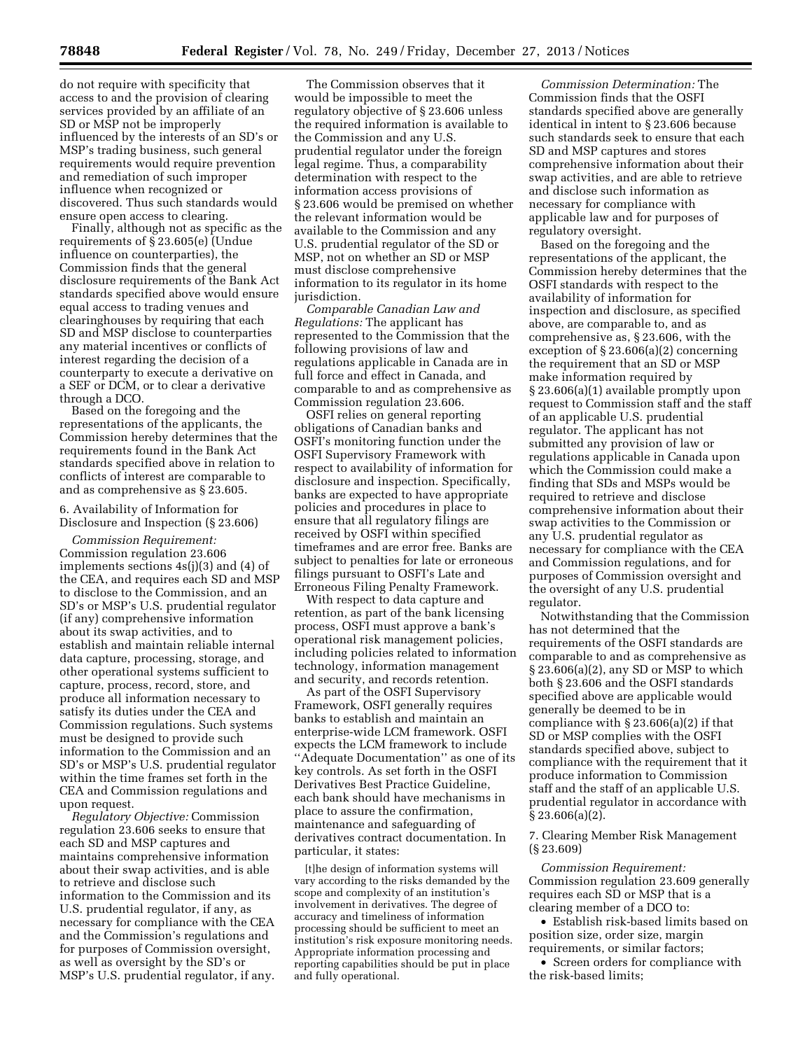do not require with specificity that access to and the provision of clearing services provided by an affiliate of an SD or MSP not be improperly influenced by the interests of an SD's or MSP's trading business, such general requirements would require prevention and remediation of such improper influence when recognized or discovered. Thus such standards would ensure open access to clearing.

Finally, although not as specific as the requirements of § 23.605(e) (Undue influence on counterparties), the Commission finds that the general disclosure requirements of the Bank Act standards specified above would ensure equal access to trading venues and clearinghouses by requiring that each SD and MSP disclose to counterparties any material incentives or conflicts of interest regarding the decision of a counterparty to execute a derivative on a SEF or DCM, or to clear a derivative through a DCO.

Based on the foregoing and the representations of the applicants, the Commission hereby determines that the requirements found in the Bank Act standards specified above in relation to conflicts of interest are comparable to and as comprehensive as § 23.605.

6. Availability of Information for Disclosure and Inspection (§ 23.606)

*Commission Requirement:* Commission regulation 23.606 implements sections 4s(j)(3) and (4) of the CEA, and requires each SD and MSP to disclose to the Commission, and an SD's or MSP's U.S. prudential regulator (if any) comprehensive information about its swap activities, and to establish and maintain reliable internal data capture, processing, storage, and other operational systems sufficient to capture, process, record, store, and produce all information necessary to satisfy its duties under the CEA and Commission regulations. Such systems must be designed to provide such information to the Commission and an SD's or MSP's U.S. prudential regulator within the time frames set forth in the CEA and Commission regulations and upon request.

*Regulatory Objective:* Commission regulation 23.606 seeks to ensure that each SD and MSP captures and maintains comprehensive information about their swap activities, and is able to retrieve and disclose such information to the Commission and its U.S. prudential regulator, if any, as necessary for compliance with the CEA and the Commission's regulations and for purposes of Commission oversight, as well as oversight by the SD's or MSP's U.S. prudential regulator, if any.

The Commission observes that it would be impossible to meet the regulatory objective of § 23.606 unless the required information is available to the Commission and any U.S. prudential regulator under the foreign legal regime. Thus, a comparability determination with respect to the information access provisions of § 23.606 would be premised on whether the relevant information would be available to the Commission and any U.S. prudential regulator of the SD or MSP, not on whether an SD or MSP must disclose comprehensive information to its regulator in its home jurisdiction.

*Comparable Canadian Law and Regulations:* The applicant has represented to the Commission that the following provisions of law and regulations applicable in Canada are in full force and effect in Canada, and comparable to and as comprehensive as Commission regulation 23.606.

OSFI relies on general reporting obligations of Canadian banks and OSFI's monitoring function under the OSFI Supervisory Framework with respect to availability of information for disclosure and inspection. Specifically, banks are expected to have appropriate policies and procedures in place to ensure that all regulatory filings are received by OSFI within specified timeframes and are error free. Banks are subject to penalties for late or erroneous filings pursuant to OSFI's Late and Erroneous Filing Penalty Framework.

With respect to data capture and retention, as part of the bank licensing process, OSFI must approve a bank's operational risk management policies, including policies related to information technology, information management and security, and records retention.

As part of the OSFI Supervisory Framework, OSFI generally requires banks to establish and maintain an enterprise-wide LCM framework. OSFI expects the LCM framework to include "Adequate Documentation" as one of its key controls. As set forth in the OSFI Derivatives Best Practice Guideline, each bank should have mechanisms in place to assure the confirmation, maintenance and safeguarding of derivatives contract documentation. In particular, it states:

> [t]he design of information systems will vary according to the risks demanded by the scope and complexity of an institution's involvement in derivatives. The degree of accuracy and timeliness of information processing should be sufficient to meet an institution's risk exposure monitoring needs. Appropriate information processing and reporting capabilities should be put in place and fully operational.

*Commission Determination:* The Commission finds that the OSFI standards specified above are generally identical in intent to § 23.606 because such standards seek to ensure that each SD and MSP captures and stores comprehensive information about their swap activities, and are able to retrieve and disclose such information as necessary for compliance with applicable law and for purposes of regulatory oversight.

Based on the foregoing and the representations of the applicant, the Commission hereby determines that the OSFI standards with respect to the availability of information for inspection and disclosure, as specified above, are comparable to, and as comprehensive as, § 23.606, with the exception of § 23.606(a)(2) concerning the requirement that an SD or MSP make information required by § 23.606(a)(1) available promptly upon request to Commission staff and the staff of an applicable U.S. prudential regulator. The applicant has not submitted any provision of law or regulations applicable in Canada upon which the Commission could make a finding that SDs and MSPs would be required to retrieve and disclose comprehensive information about their swap activities to the Commission or any U.S. prudential regulator as necessary for compliance with the CEA and Commission regulations, and for purposes of Commission oversight and the oversight of any U.S. prudential regulator.

Notwithstanding that the Commission has not determined that the requirements of the OSFI standards are comparable to and as comprehensive as § 23.606(a)(2), any SD or MSP to which both § 23.606 and the OSFI standards specified above are applicable would generally be deemed to be in compliance with § 23.606(a)(2) if that SD or MSP complies with the OSFI standards specified above, subject to compliance with the requirement that it produce information to Commission staff and the staff of an applicable U.S. prudential regulator in accordance with § 23.606(a)(2).

7. Clearing Member Risk Management (§ 23.609)

*Commission Requirement:* Commission regulation 23.609 generally requires each SD or MSP that is a clearing member of a DCO to:

- Establish risk-based limits based on position size, order size, margin requirements, or similar factors;
- Screen orders for compliance with the risk-based limits;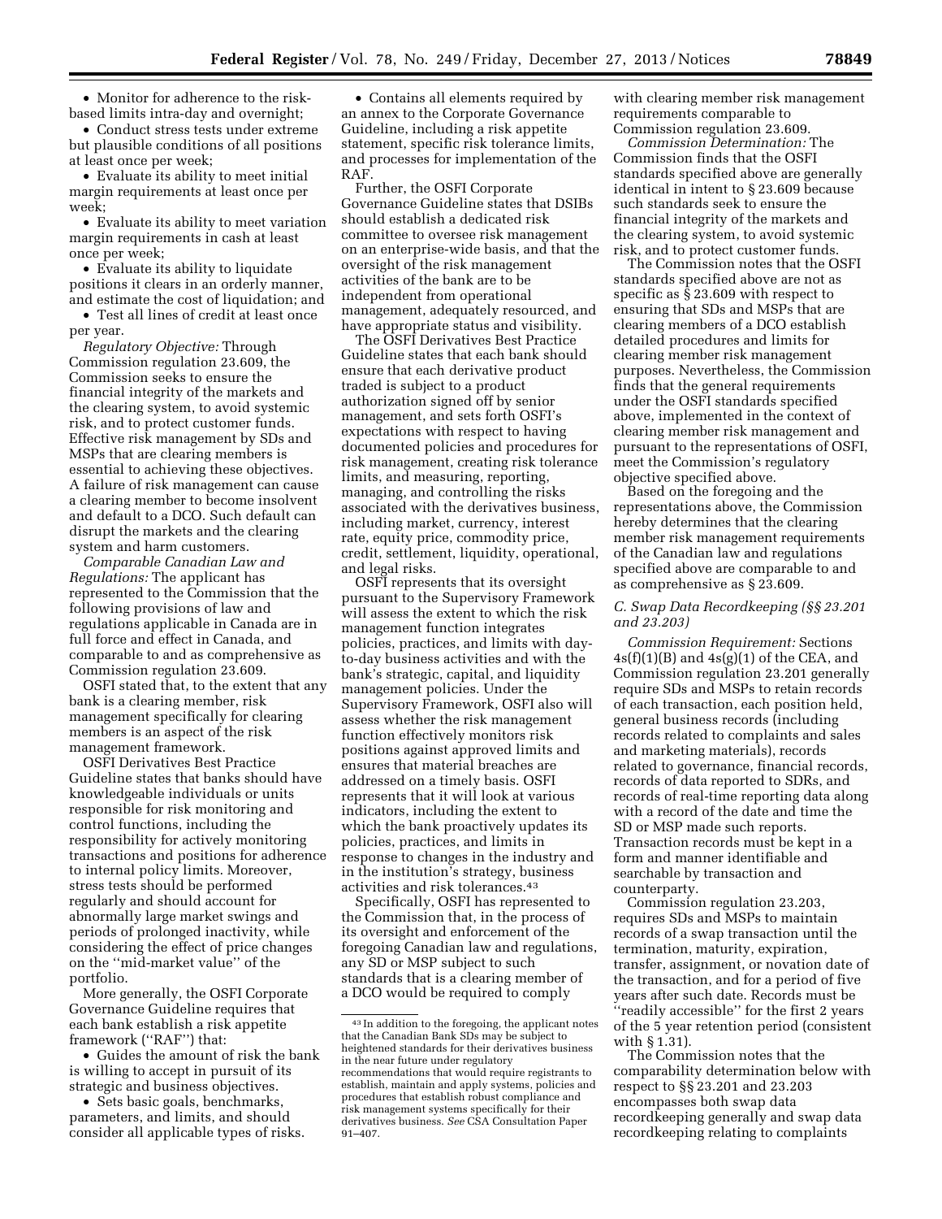- Monitor for adherence to the risk-based limits intra-day and overnight;
- Conduct stress tests under extreme but plausible conditions of all positions at least once per week;
- Evaluate its ability to meet initial margin requirements at least once per week;
- Evaluate its ability to meet variation margin requirements in cash at least once per week;
- Evaluate its ability to liquidate positions it clears in an orderly manner, and estimate the cost of liquidation; and
- Test all lines of credit at least once per year.

*Regulatory Objective:* Through Commission regulation 23.609, the Commission seeks to ensure the financial integrity of the markets and the clearing system, to avoid systemic risk, and to protect customer funds. Effective risk management by SDs and MSPs that are clearing members is essential to achieving these objectives. A failure of risk management can cause a clearing member to become insolvent and default to a DCO. Such default can disrupt the markets and the clearing system and harm customers.

*Comparable Canadian Law and Regulations:* The applicant has represented to the Commission that the following provisions of law and regulations applicable in Canada are in full force and effect in Canada, and comparable to and as comprehensive as Commission regulation 23.609.

OSFI stated that, to the extent that any bank is a clearing member, risk management specifically for clearing members is an aspect of the risk management framework.

OSFI Derivatives Best Practice Guideline states that banks should have knowledgeable individuals or units responsible for risk monitoring and control functions, including the responsibility for actively monitoring transactions and positions for adherence to internal policy limits. Moreover, stress tests should be performed regularly and should account for abnormally large market swings and periods of prolonged inactivity, while considering the effect of price changes on the ''mid-market value'' of the portfolio.

More generally, the OSFI Corporate Governance Guideline requires that each bank establish a risk appetite framework (''RAF'') that:

- Guides the amount of risk the bank is willing to accept in pursuit of its strategic and business objectives.
- Sets basic goals, benchmarks, parameters, and limits, and should consider all applicable types of risks.
- Contains all elements required by an annex to the Corporate Governance Guideline, including a risk appetite statement, specific risk tolerance limits, and processes for implementation of the RAF.

Further, the OSFI Corporate Governance Guideline states that DSIBs should establish a dedicated risk committee to oversee risk management on an enterprise-wide basis, and that the oversight of the risk management activities of the bank are to be independent from operational management, adequately resourced, and have appropriate status and visibility.

The OSFI Derivatives Best Practice Guideline states that each bank should ensure that each derivative product traded is subject to a product authorization signed off by senior management, and sets forth OSFI's expectations with respect to having documented policies and procedures for risk management, creating risk tolerance limits, and measuring, reporting, managing, and controlling the risks associated with the derivatives business, including market, currency, interest rate, equity price, commodity price, credit, settlement, liquidity, operational, and legal risks.

OSFI represents that its oversight pursuant to the Supervisory Framework will assess the extent to which the risk management function integrates policies, practices, and limits with day-to-day business activities and with the bank's strategic, capital, and liquidity management policies. Under the Supervisory Framework, OSFI also will assess whether the risk management function effectively monitors risk positions against approved limits and ensures that material breaches are addressed on a timely basis. OSFI represents that it will look at various indicators, including the extent to which the bank proactively updates its policies, practices, and limits in response to changes in the industry and in the institution's strategy, business activities and risk tolerances.[43]

Specifically, OSFI has represented to the Commission that, in the process of its oversight and enforcement of the foregoing Canadian law and regulations, any SD or MSP subject to such standards that is a clearing member of a DCO would be required to comply with clearing member risk management requirements comparable to Commission regulation 23.609.

*Commission Determination:* The Commission finds that the OSFI standards specified above are generally identical in intent to § 23.609 because such standards seek to ensure the financial integrity of the markets and the clearing system, to avoid systemic risk, and to protect customer funds.

The Commission notes that the OSFI standards specified above are not as specific as § 23.609 with respect to ensuring that SDs and MSPs that are clearing members of a DCO establish detailed procedures and limits for clearing member risk management purposes. Nevertheless, the Commission finds that the general requirements under the OSFI standards specified above, implemented in the context of clearing member risk management and pursuant to the representations of OSFI, meet the Commission's regulatory objective specified above.

Based on the foregoing and the representations above, the Commission hereby determines that the clearing member risk management requirements of the Canadian law and regulations specified above are comparable to and as comprehensive as § 23.609.

### *C. Swap Data Recordkeeping (§§ 23.201 and 23.203)*

*Commission Requirement:* Sections 4s(f)(1)(B) and 4s(g)(1) of the CEA, and Commission regulation 23.201 generally require SDs and MSPs to retain records of each transaction, each position held, general business records (including records related to complaints and sales and marketing materials), records related to governance, financial records, records of data reported to SDRs, and records of real-time reporting data along with a record of the date and time the SD or MSP made such reports. Transaction records must be kept in a form and manner identifiable and searchable by transaction and counterparty.

Commission regulation 23.203, requires SDs and MSPs to maintain records of a swap transaction until the termination, maturity, expiration, transfer, assignment, or novation date of the transaction, and for a period of five years after such date. Records must be ''readily accessible'' for the first 2 years of the 5 year retention period (consistent with § 1.31).

The Commission notes that the comparability determination below with respect to §§ 23.201 and 23.203 encompasses both swap data recordkeeping generally and swap data recordkeeping relating to complaints

[43] In addition to the foregoing, the applicant notes that the Canadian Bank SDs may be subject to heightened standards for their derivatives business in the near future under regulatory recommendations that would require registrants to establish, maintain and apply systems, policies and procedures that establish robust compliance and risk management systems specifically for their derivatives business. *See* CSA Consultation Paper 91–407.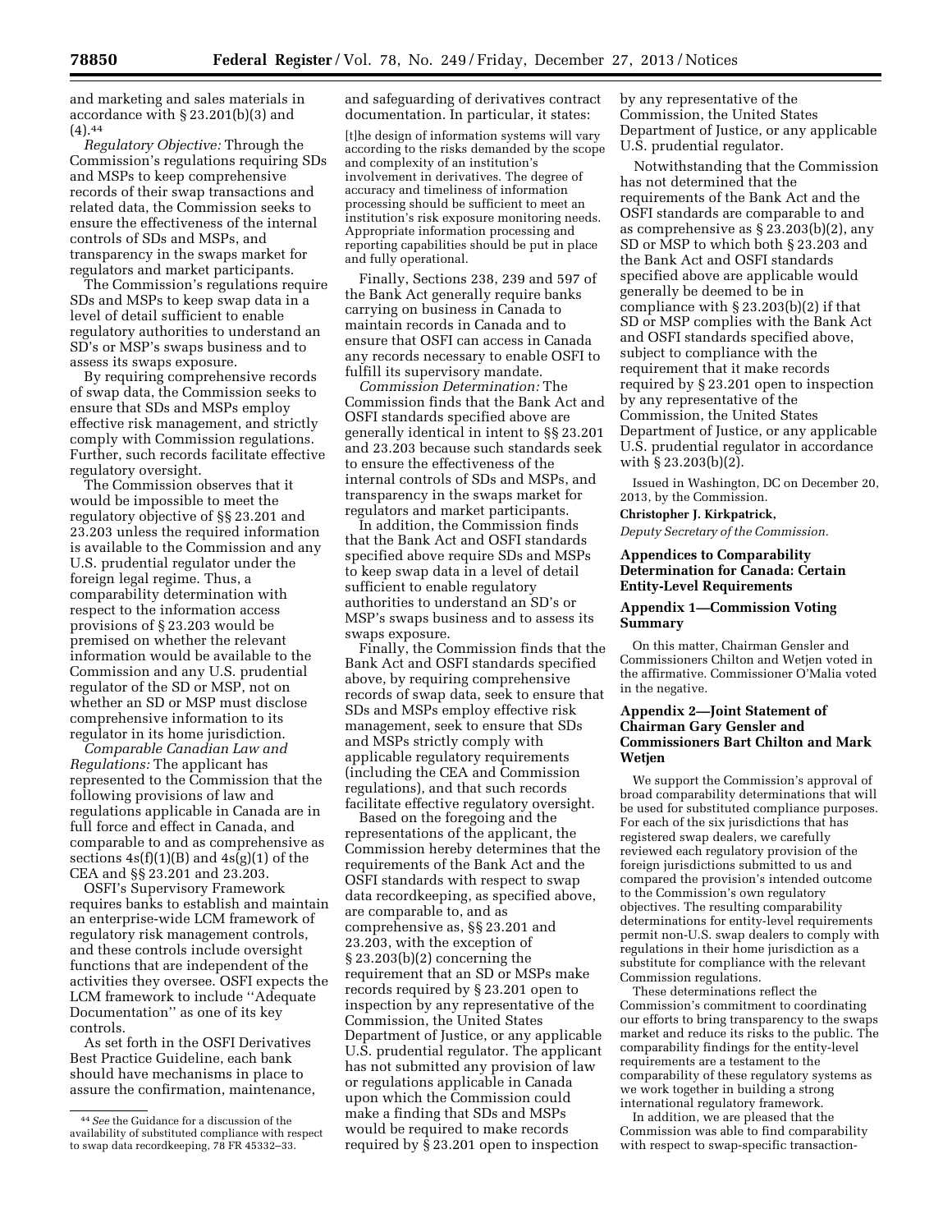and marketing and sales materials in accordance with § 23.201(b)(3) and (4).[44]

*Regulatory Objective:* Through the Commission's regulations requiring SDs and MSPs to keep comprehensive records of their swap transactions and related data, the Commission seeks to ensure the effectiveness of the internal controls of SDs and MSPs, and transparency in the swaps market for regulators and market participants.

The Commission's regulations require SDs and MSPs to keep swap data in a level of detail sufficient to enable regulatory authorities to understand an SD's or MSP's swaps business and to assess its swaps exposure.

By requiring comprehensive records of swap data, the Commission seeks to ensure that SDs and MSPs employ effective risk management, and strictly comply with Commission regulations. Further, such records facilitate effective regulatory oversight.

The Commission observes that it would be impossible to meet the regulatory objective of §§ 23.201 and 23.203 unless the required information is available to the Commission and any U.S. prudential regulator under the foreign legal regime. Thus, a comparability determination with respect to the information access provisions of § 23.203 would be premised on whether the relevant information would be available to the Commission and any U.S. prudential regulator of the SD or MSP, not on whether an SD or MSP must disclose comprehensive information to its regulator in its home jurisdiction.

*Comparable Canadian Law and Regulations:* The applicant has represented to the Commission that the following provisions of law and regulations applicable in Canada are in full force and effect in Canada, and comparable to and as comprehensive as sections 4s(f)(1)(B) and 4s(g)(1) of the CEA and §§ 23.201 and 23.203.

OSFI's Supervisory Framework requires banks to establish and maintain an enterprise-wide LCM framework of regulatory risk management controls, and these controls include oversight functions that are independent of the activities they oversee. OSFI expects the LCM framework to include ''Adequate Documentation'' as one of its key controls.

As set forth in the OSFI Derivatives Best Practice Guideline, each bank should have mechanisms in place to assure the confirmation, maintenance, and safeguarding of derivatives contract documentation. In particular, it states:

> [t]he design of information systems will vary according to the risks demanded by the scope and complexity of an institution's involvement in derivatives. The degree of accuracy and timeliness of information processing should be sufficient to meet an institution's risk exposure monitoring needs. Appropriate information processing and reporting capabilities should be put in place and fully operational.

Finally, Sections 238, 239 and 597 of the Bank Act generally require banks carrying on business in Canada to maintain records in Canada and to ensure that OSFI can access in Canada any records necessary to enable OSFI to fulfill its supervisory mandate.

*Commission Determination:* The Commission finds that the Bank Act and OSFI standards specified above are generally identical in intent to §§ 23.201 and 23.203 because such standards seek to ensure the effectiveness of the internal controls of SDs and MSPs, and transparency in the swaps market for regulators and market participants.

In addition, the Commission finds that the Bank Act and OSFI standards specified above require SDs and MSPs to keep swap data in a level of detail sufficient to enable regulatory authorities to understand an SD's or MSP's swaps business and to assess its swaps exposure.

Finally, the Commission finds that the Bank Act and OSFI standards specified above, by requiring comprehensive records of swap data, seek to ensure that SDs and MSPs employ effective risk management, seek to ensure that SDs and MSPs strictly comply with applicable regulatory requirements (including the CEA and Commission regulations), and that such records facilitate effective regulatory oversight.

Based on the foregoing and the representations of the applicant, the Commission hereby determines that the requirements of the Bank Act and the OSFI standards with respect to swap data recordkeeping, as specified above, are comparable to, and as comprehensive as, §§ 23.201 and 23.203, with the exception of § 23.203(b)(2) concerning the requirement that an SD or MSPs make records required by § 23.201 open to inspection by any representative of the Commission, the United States Department of Justice, or any applicable U.S. prudential regulator. The applicant has not submitted any provision of law or regulations applicable in Canada upon which the Commission could make a finding that SDs and MSPs would be required to make records required by § 23.201 open to inspection by any representative of the Commission, the United States Department of Justice, or any applicable U.S. prudential regulator.

Notwithstanding that the Commission has not determined that the requirements of the Bank Act and the OSFI standards are comparable to and as comprehensive as § 23.203(b)(2), any SD or MSP to which both § 23.203 and the Bank Act and OSFI standards specified above are applicable would generally be deemed to be in compliance with § 23.203(b)(2) if that SD or MSP complies with the Bank Act and OSFI standards specified above, subject to compliance with the requirement that it make records required by § 23.201 open to inspection by any representative of the Commission, the United States Department of Justice, or any applicable U.S. prudential regulator in accordance with § 23.203(b)(2).

Issued in Washington, DC on December 20, 2013, by the Commission.

**Christopher J. Kirkpatrick,**

*Deputy Secretary of the Commission.*

## Appendices to Comparability Determination for Canada: Certain Entity-Level Requirements

### Appendix 1—Commission Voting Summary

On this matter, Chairman Gensler and Commissioners Chilton and Wetjen voted in the affirmative. Commissioner O'Malia voted in the negative.

### Appendix 2—Joint Statement of Chairman Gary Gensler and Commissioners Bart Chilton and Mark Wetjen

We support the Commission's approval of broad comparability determinations that will be used for substituted compliance purposes. For each of the six jurisdictions that has registered swap dealers, we carefully reviewed each regulatory provision of the foreign jurisdictions submitted to us and compared the provision's intended outcome to the Commission's own regulatory objectives. The resulting comparability determinations for entity-level requirements permit non-U.S. swap dealers to comply with regulations in their home jurisdiction as a substitute for compliance with the relevant Commission regulations.

These determinations reflect the Commission's commitment to coordinating our efforts to bring transparency to the swaps market and reduce its risks to the public. The comparability findings for the entity-level requirements are a testament to the comparability of these regulatory systems as we work together in building a strong international regulatory framework.

In addition, we are pleased that the Commission was able to find comparability with respect to swap-specific transaction-

[44] *See* the Guidance for a discussion of the availability of substituted compliance with respect to swap data recordkeeping, 78 FR 45332–33.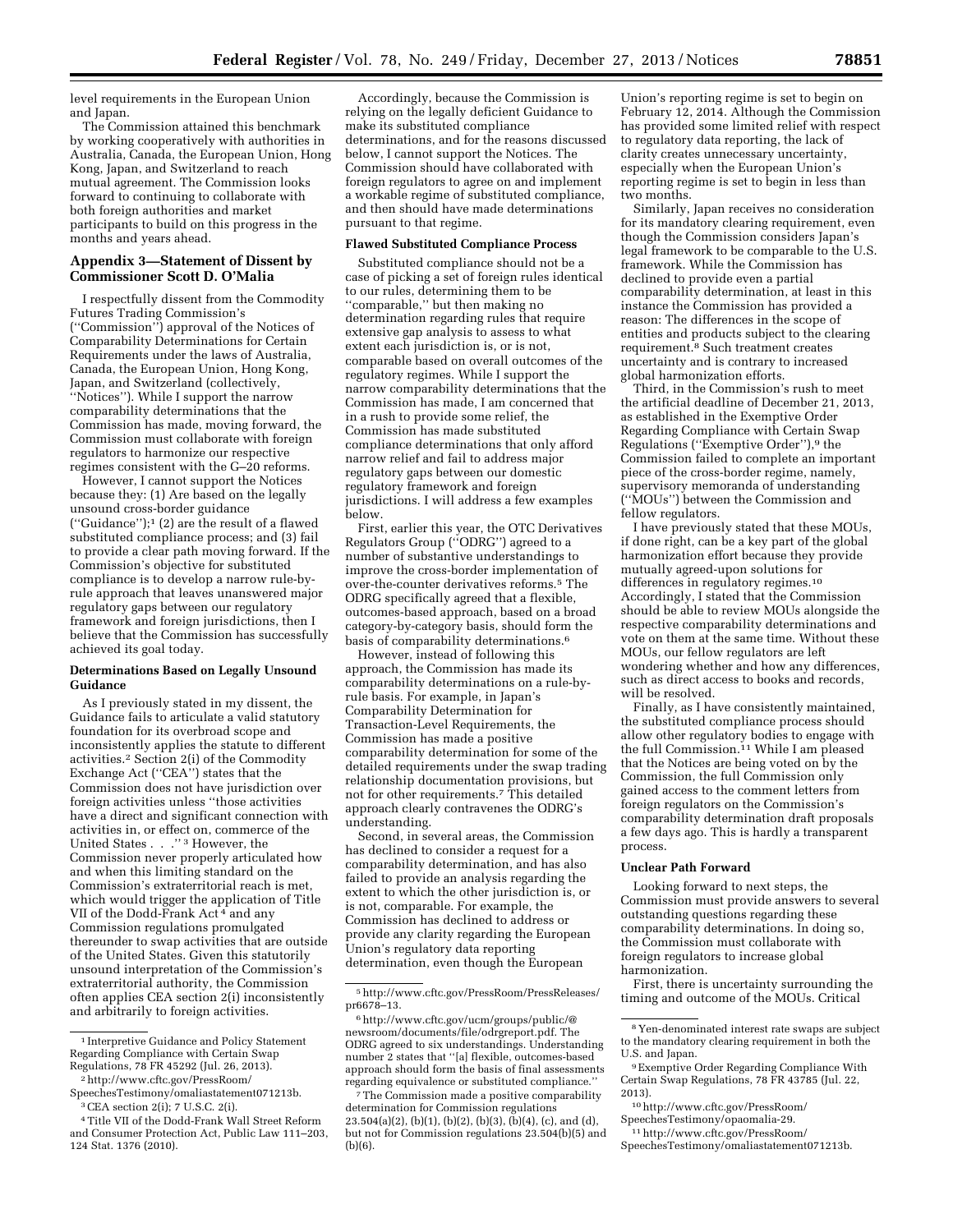level requirements in the European Union and Japan.

The Commission attained this benchmark by working cooperatively with authorities in Australia, Canada, the European Union, Hong Kong, Japan, and Switzerland to reach mutual agreement. The Commission looks forward to continuing to collaborate with both foreign authorities and market participants to build on this progress in the months and years ahead.

## Appendix 3—Statement of Dissent by Commissioner Scott D. O'Malia

I respectfully dissent from the Commodity Futures Trading Commission's (''Commission'') approval of the Notices of Comparability Determinations for Certain Requirements under the laws of Australia, Canada, the European Union, Hong Kong, Japan, and Switzerland (collectively, ''Notices''). While I support the narrow comparability determinations that the Commission has made, moving forward, the Commission must collaborate with foreign regulators to harmonize our respective regimes consistent with the G–20 reforms.

However, I cannot support the Notices because they: (1) Are based on the legally unsound cross-border guidance (''Guidance'');[1] (2) are the result of a flawed substituted compliance process; and (3) fail to provide a clear path moving forward. If the Commission's objective for substituted compliance is to develop a narrow rule-by-rule approach that leaves unanswered major regulatory gaps between our regulatory framework and foreign jurisdictions, then I believe that the Commission has successfully achieved its goal today.

### Determinations Based on Legally Unsound Guidance

As I previously stated in my dissent, the Guidance fails to articulate a valid statutory foundation for its overbroad scope and inconsistently applies the statute to different activities.[2] Section 2(i) of the Commodity Exchange Act (''CEA'') states that the Commission does not have jurisdiction over foreign activities unless ''those activities have a direct and significant connection with activities in, or effect on, commerce of the United States . . .''[3] However, the Commission never properly articulated how and when this limiting standard on the Commission's extraterritorial reach is met, which would trigger the application of Title VII of the Dodd-Frank Act[4] and any Commission regulations promulgated thereunder to swap activities that are outside of the United States. Given this statutorily unsound interpretation of the Commission's extraterritorial authority, the Commission often applies CEA section 2(i) inconsistently and arbitrarily to foreign activities.

Accordingly, because the Commission is relying on the legally deficient Guidance to make its substituted compliance determinations, and for the reasons discussed below, I cannot support the Notices. The Commission should have collaborated with foreign regulators to agree on and implement a workable regime of substituted compliance, and then should have made determinations pursuant to that regime.

### Flawed Substituted Compliance Process

Substituted compliance should not be a case of picking a set of foreign rules identical to our rules, determining them to be ''comparable,'' but then making no determination regarding rules that require extensive gap analysis to assess to what extent each jurisdiction is, or is not, comparable based on overall outcomes of the regulatory regimes. While I support the narrow comparability determinations that the Commission has made, I am concerned that in a rush to provide some relief, the Commission has made substituted compliance determinations that only afford narrow relief and fail to address major regulatory gaps between our domestic regulatory framework and foreign jurisdictions. I will address a few examples below.

First, earlier this year, the OTC Derivatives Regulators Group (''ODRG'') agreed to a number of substantive understandings to improve the cross-border implementation of over-the-counter derivatives reforms.[5] The ODRG specifically agreed that a flexible, outcomes-based approach, based on a broad category-by-category basis, should form the basis of comparability determinations.[6]

However, instead of following this approach, the Commission has made its comparability determinations on a rule-by-rule basis. For example, in Japan's Comparability Determination for Transaction-Level Requirements, the Commission has made a positive comparability determination for some of the detailed requirements under the swap trading relationship documentation provisions, but not for other requirements.[7] This detailed approach clearly contravenes the ODRG's understanding.

Second, in several areas, the Commission has declined to consider a request for a comparability determination, and has also failed to provide an analysis regarding the extent to which the other jurisdiction is, or is not, comparable. For example, the Commission has declined to address or provide any clarity regarding the European Union's regulatory data reporting determination, even though the European Union's reporting regime is set to begin on February 12, 2014. Although the Commission has provided some limited relief with respect to regulatory data reporting, the lack of clarity creates unnecessary uncertainty, especially when the European Union's reporting regime is set to begin in less than two months.

Similarly, Japan receives no consideration for its mandatory clearing requirement, even though the Commission considers Japan's legal framework to be comparable to the U.S. framework. While the Commission has declined to provide even a partial comparability determination, at least in this instance the Commission has provided a reason: The differences in the scope of entities and products subject to the clearing requirement.[8] Such treatment creates uncertainty and is contrary to increased global harmonization efforts.

Third, in the Commission's rush to meet the artificial deadline of December 21, 2013, as established in the Exemptive Order Regarding Compliance with Certain Swap Regulations (''Exemptive Order''),[9] the Commission failed to complete an important piece of the cross-border regime, namely, supervisory memoranda of understanding (''MOUs'') between the Commission and fellow regulators.

I have previously stated that these MOUs, if done right, can be a key part of the global harmonization effort because they provide mutually agreed-upon solutions for differences in regulatory regimes.[10] Accordingly, I stated that the Commission should be able to review MOUs alongside the respective comparability determinations and vote on them at the same time. Without these MOUs, our fellow regulators are left wondering whether and how any differences, such as direct access to books and records, will be resolved.

Finally, as I have consistently maintained, the substituted compliance process should allow other regulatory bodies to engage with the full Commission.[11] While I am pleased that the Notices are being voted on by the Commission, the full Commission only gained access to the comment letters from foreign regulators on the Commission's comparability determination draft proposals a few days ago. This is hardly a transparent process.

### Unclear Path Forward

Looking forward to next steps, the Commission must provide answers to several outstanding questions regarding these comparability determinations. In doing so, the Commission must collaborate with foreign regulators to increase global harmonization.

First, there is uncertainty surrounding the timing and outcome of the MOUs. Critical

---

[1] Interpretive Guidance and Policy Statement Regarding Compliance with Certain Swap Regulations, 78 FR 45292 (Jul. 26, 2013).

[2] http://www.cftc.gov/PressRoom/SpeechesTestimony/omaliastatement071213b.

[3] CEA section 2(i); 7 U.S.C. 2(i).

[4] Title VII of the Dodd-Frank Wall Street Reform and Consumer Protection Act, Public Law 111–203, 124 Stat. 1376 (2010).

[5] http://www.cftc.gov/PressRoom/PressReleases/pr6678–13.

[6] http://www.cftc.gov/ucm/groups/public/@newsroom/documents/file/odrgreport.pdf. The ODRG agreed to six understandings. Understanding number 2 states that ''[a] flexible, outcomes-based approach should form the basis of final assessments regarding equivalence or substituted compliance.''

[7] The Commission made a positive comparability determination for Commission regulations 23.504(a)(2), (b)(1), (b)(2), (b)(3), (b)(4), (c), and (d), but not for Commission regulations 23.504(b)(5) and (b)(6).

[8] Yen-denominated interest rate swaps are subject to the mandatory clearing requirement in both the U.S. and Japan.

[9] Exemptive Order Regarding Compliance With Certain Swap Regulations, 78 FR 43785 (Jul. 22, 2013).

[10] http://www.cftc.gov/PressRoom/SpeechesTestimony/opaomalia-29.

[11] http://www.cftc.gov/PressRoom/SpeechesTestimony/omaliastatement071213b.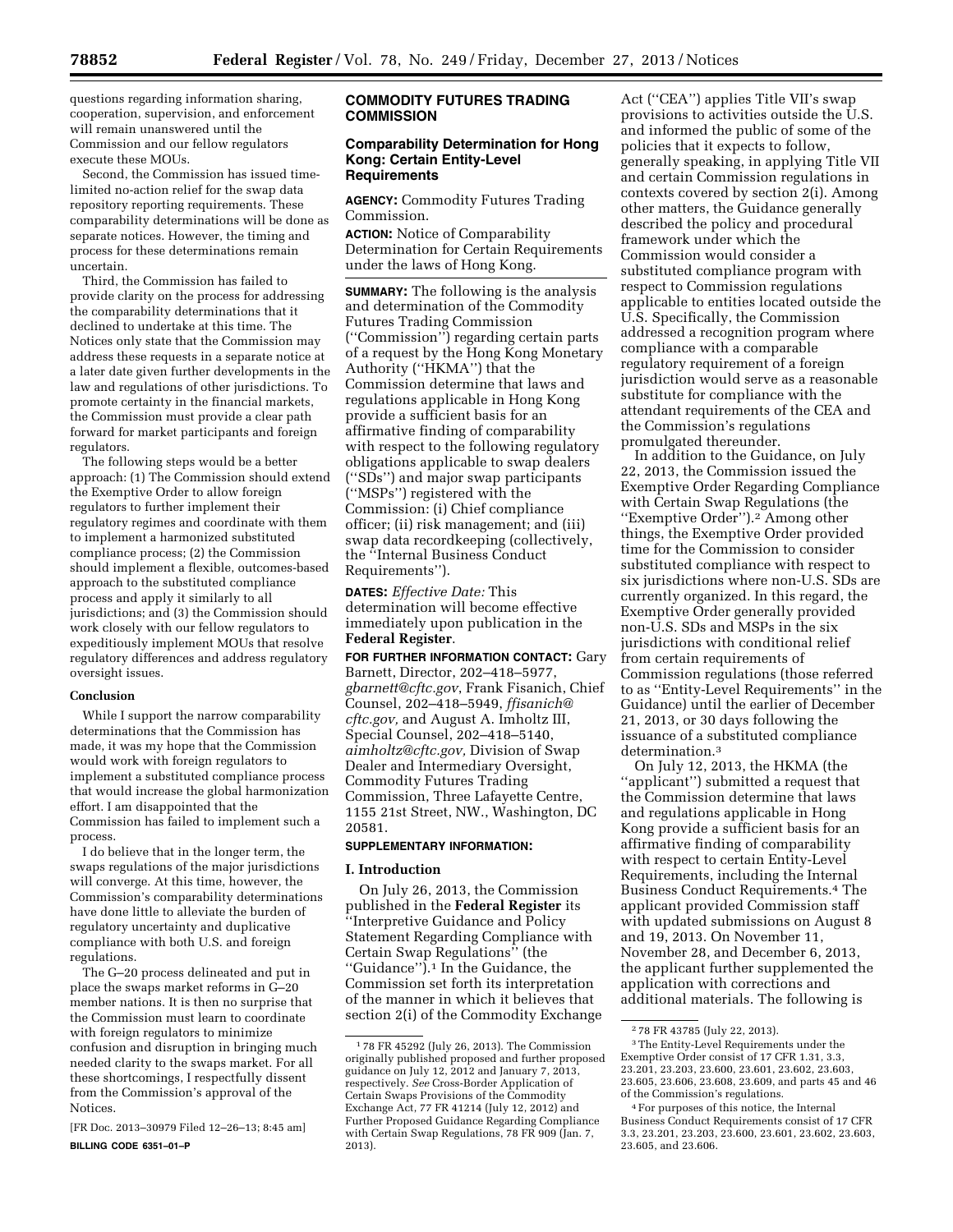questions regarding information sharing, cooperation, supervision, and enforcement will remain unanswered until the Commission and our fellow regulators execute these MOUs.

Second, the Commission has issued time-limited no-action relief for the swap data repository reporting requirements. These comparability determinations will be done as separate notices. However, the timing and process for these determinations remain uncertain.

Third, the Commission has failed to provide clarity on the process for addressing the comparability determinations that it declined to undertake at this time. The Notices only state that the Commission may address these requests in a separate notice at a later date given further developments in the law and regulations of other jurisdictions. To promote certainty in the financial markets, the Commission must provide a clear path forward for market participants and foreign regulators.

The following steps would be a better approach: (1) The Commission should extend the Exemptive Order to allow foreign regulators to further implement their regulatory regimes and coordinate with them to implement a harmonized substituted compliance process; (2) the Commission should implement a flexible, outcomes-based approach to the substituted compliance process and apply it similarly to all jurisdictions; and (3) the Commission should work closely with our fellow regulators to expeditiously implement MOUs that resolve regulatory differences and address regulatory oversight issues.

**Conclusion**

While I support the narrow comparability determinations that the Commission has made, it was my hope that the Commission would work with foreign regulators to implement a substituted compliance process that would increase the global harmonization effort. I am disappointed that the Commission has failed to implement such a process.

I do believe that in the longer term, the swaps regulations of the major jurisdictions will converge. At this time, however, the Commission's comparability determinations have done little to alleviate the burden of regulatory uncertainty and duplicative compliance with both U.S. and foreign regulations.

The G–20 process delineated and put in place the swaps market reforms in G–20 member nations. It is then no surprise that the Commission must learn to coordinate with foreign regulators to minimize confusion and disruption in bringing much needed clarity to the swaps market. For all these shortcomings, I respectfully dissent from the Commission's approval of the Notices.

[FR Doc. 2013–30979 Filed 12–26–13; 8:45 am]

**BILLING CODE 6351–01–P**

## COMMODITY FUTURES TRADING COMMISSION

### Comparability Determination for Hong Kong: Certain Entity-Level Requirements

**AGENCY:** Commodity Futures Trading Commission.

**ACTION:** Notice of Comparability Determination for Certain Requirements under the laws of Hong Kong.

**SUMMARY:** The following is the analysis and determination of the Commodity Futures Trading Commission (''Commission'') regarding certain parts of a request by the Hong Kong Monetary Authority (''HKMA'') that the Commission determine that laws and regulations applicable in Hong Kong provide a sufficient basis for an affirmative finding of comparability with respect to the following regulatory obligations applicable to swap dealers (''SDs'') and major swap participants (''MSPs'') registered with the Commission: (i) Chief compliance officer; (ii) risk management; and (iii) swap data recordkeeping (collectively, the ''Internal Business Conduct Requirements'').

**DATES:** *Effective Date:* This determination will become effective immediately upon publication in the **Federal Register**.

**FOR FURTHER INFORMATION CONTACT:** Gary Barnett, Director, 202–418–5977, *gbarnett@cftc.gov*, Frank Fisanich, Chief Counsel, 202–418–5949, *ffisanich@cftc.gov,* and August A. Imholtz III, Special Counsel, 202–418–5140, *aimholtz@cftc.gov,* Division of Swap Dealer and Intermediary Oversight, Commodity Futures Trading Commission, Three Lafayette Centre, 1155 21st Street, NW., Washington, DC 20581.

**SUPPLEMENTARY INFORMATION:**

**I. Introduction**

On July 26, 2013, the Commission published in the **Federal Register** its ''Interpretive Guidance and Policy Statement Regarding Compliance with Certain Swap Regulations'' (the ''Guidance'').[1] In the Guidance, the Commission set forth its interpretation of the manner in which it believes that section 2(i) of the Commodity Exchange Act (''CEA'') applies Title VII's swap provisions to activities outside the U.S. and informed the public of some of the policies that it expects to follow, generally speaking, in applying Title VII and certain Commission regulations in contexts covered by section 2(i). Among other matters, the Guidance generally described the policy and procedural framework under which the Commission would consider a substituted compliance program with respect to Commission regulations applicable to entities located outside the U.S. Specifically, the Commission addressed a recognition program where compliance with a comparable regulatory requirement of a foreign jurisdiction would serve as a reasonable substitute for compliance with the attendant requirements of the CEA and the Commission's regulations promulgated thereunder.

In addition to the Guidance, on July 22, 2013, the Commission issued the Exemptive Order Regarding Compliance with Certain Swap Regulations (the ''Exemptive Order'').[2] Among other things, the Exemptive Order provided time for the Commission to consider substituted compliance with respect to six jurisdictions where non-U.S. SDs are currently organized. In this regard, the Exemptive Order generally provided non-U.S. SDs and MSPs in the six jurisdictions with conditional relief from certain requirements of Commission regulations (those referred to as ''Entity-Level Requirements'' in the Guidance) until the earlier of December 21, 2013, or 30 days following the issuance of a substituted compliance determination.[3]

On July 12, 2013, the HKMA (the ''applicant'') submitted a request that the Commission determine that laws and regulations applicable in Hong Kong provide a sufficient basis for an affirmative finding of comparability with respect to certain Entity-Level Requirements, including the Internal Business Conduct Requirements.[4] The applicant provided Commission staff with updated submissions on August 8 and 19, 2013. On November 11, November 28, and December 6, 2013, the applicant further supplemented the application with corrections and additional materials. The following is

[1] 78 FR 45292 (July 26, 2013). The Commission originally published proposed and further proposed guidance on July 12, 2012 and January 7, 2013, respectively. *See* Cross-Border Application of Certain Swaps Provisions of the Commodity Exchange Act, 77 FR 41214 (July 12, 2012) and Further Proposed Guidance Regarding Compliance with Certain Swap Regulations, 78 FR 909 (Jan. 7, 2013).

[2] 78 FR 43785 (July 22, 2013).

[3] The Entity-Level Requirements under the Exemptive Order consist of 17 CFR 1.31, 3.3, 23.201, 23.203, 23.600, 23.601, 23.602, 23.603, 23.605, 23.606, 23.608, 23.609, and parts 45 and 46 of the Commission's regulations.

[4] For purposes of this notice, the Internal Business Conduct Requirements consist of 17 CFR 3.3, 23.201, 23.203, 23.600, 23.601, 23.602, 23.603, 23.605, and 23.606.